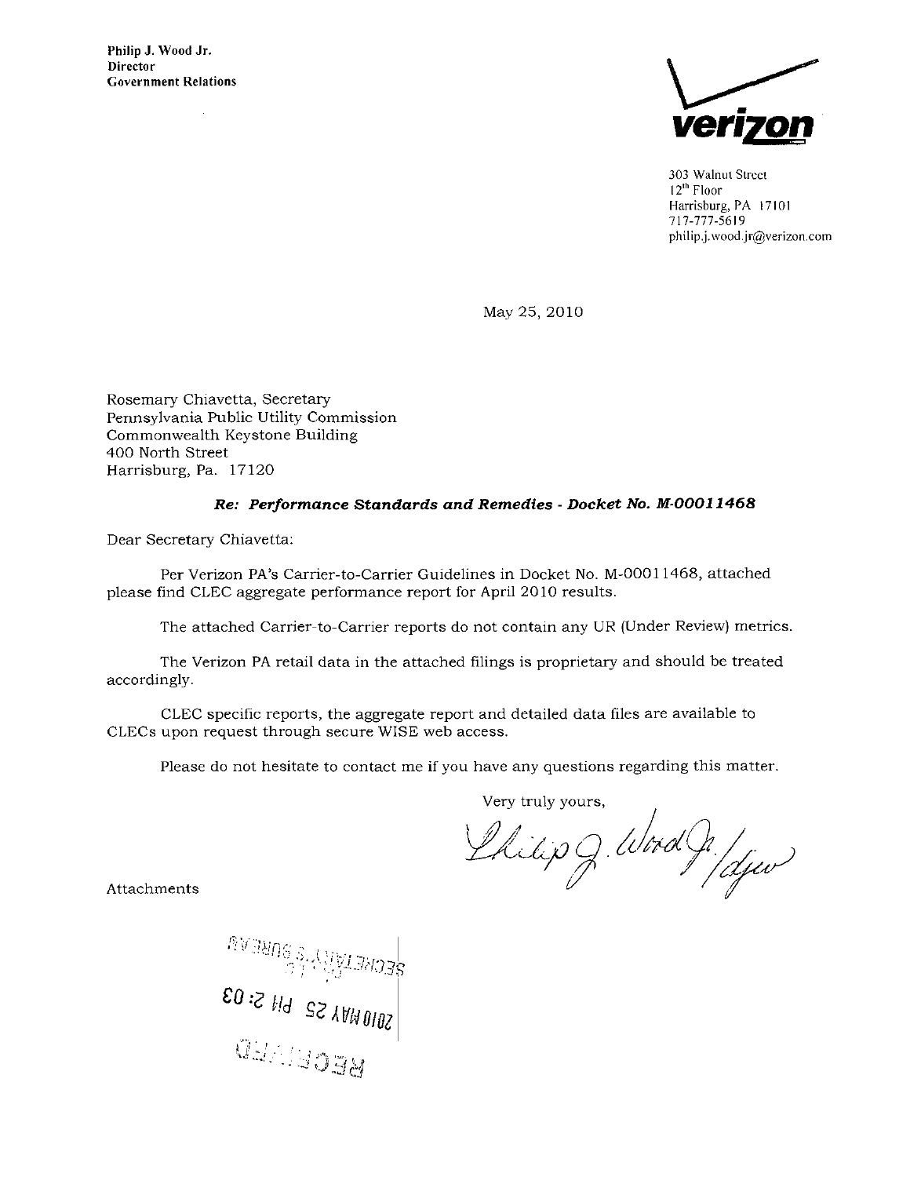**Philip J. Wood Jr.**
**Director**
**Government Relations**

verizon

303 Walnut Street
12th Floor
Harrisburg, PA 17101
717-777-5619
philip.j.wood.jr@verizon.com

May 25, 2010

Rosemary Chiavetta, Secretary
Pennsylvania Public Utility Commission
Commonwealth Keystone Building
400 North Street
Harrisburg, Pa. 17120

***Re: Performance Standards and Remedies - Docket No. M-00011468***

Dear Secretary Chiavetta:

Per Verizon PA's Carrier-to-Carrier Guidelines in Docket No. M-00011468, attached please find CLEC aggregate performance report for April 2010 results.

The attached Carrier-to-Carrier reports do not contain any UR (Under Review) metrics.

The Verizon PA retail data in the attached filings is proprietary and should be treated accordingly.

CLEC specific reports, the aggregate report and detailed data files are available to CLECs upon request through secure WISE web access.

Please do not hesitate to contact me if you have any questions regarding this matter.

Very truly yours,

Philip J. Wood Jr. /djw

Attachments

RECEIVED
2010 MAY 25 PM 2:03
SECRETARY'S BUREAU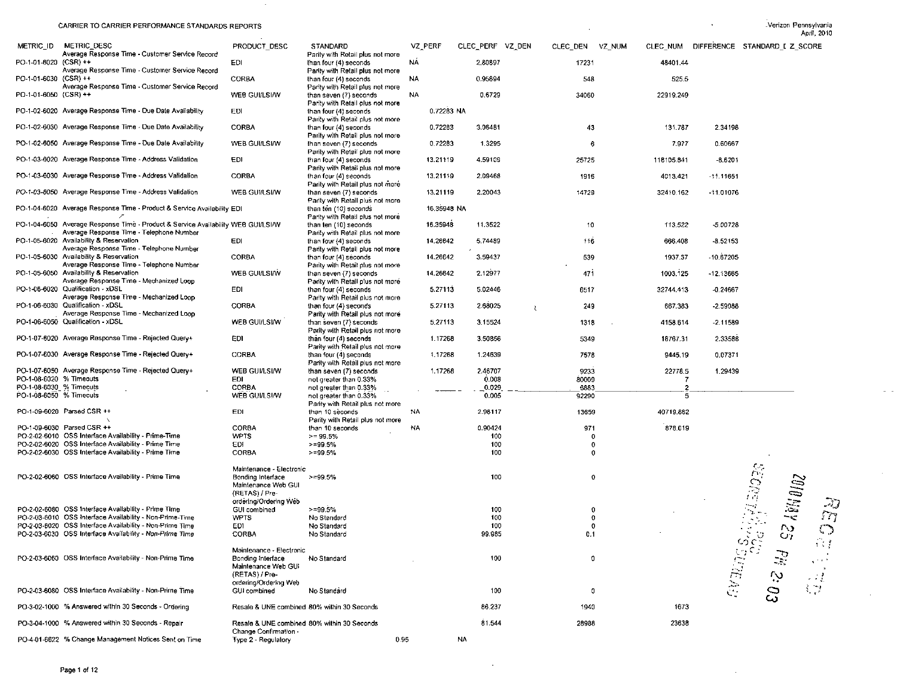CARRIER TO CARRIER PERFORMANCE STANDARDS REPORTS

Verizon Pennsylvania
April, 2010

| METRIC_ID | METRIC_DESC | PRODUCT_DESC | STANDARD | VZ_PERF | CLEC_PERF | VZ_DEN | CLEC_DEN | VZ_NUM | CLEC_NUM | DIFFERENCE | STANDARD_I | Z_SCORE |
|---|---|---|---|---|---|---|---|---|---|---|---|---|
| PO-1-01-6020 | Average Response Time - Customer Service Record (CSR) ++ | EDI | Parity with Retail plus not more than four (4) seconds | NA | 2.80897 | | 17231 | | 48401.44 | | | |
| PO-1-01-6030 | Average Response Time - Customer Service Record (CSR) ++ | CORBA | Parity with Retail plus not more than four (4) seconds | NA | 0.95894 | | 548 | | 525.5 | | | |
| PO-1-01-6050 | Average Response Time - Customer Service Record (CSR) ++ | WEB GUI/LSI/W | Parity with Retail plus not more than seven (7) seconds | NA | 0.6729 | | 34060 | | 22919.249 | | | |
| PO-1-02-6020 | Average Response Time - Due Date Availability | EDI | Parity with Retail plus not more than four (4) seconds | 0.72283 | NA | | | | | | | |
| PO-1-02-6030 | Average Response Time - Due Date Availability | CORBA | Parity with Retail plus not more than four (4) seconds | 0.72283 | 3.06481 | | 43 | | 131.787 | 2.34198 | | |
| PO-1-02-6050 | Average Response Time - Due Date Availability | WEB GUI/LSI/W | Parity with Retail plus not more than seven (7) seconds | 0.72283 | 1.3295 | | 6 | | 7.977 | 0.60667 | | |
| PO-1-03-6020 | Average Response Time - Address Validation | EDI | Parity with Retail plus not more than four (4) seconds | 13.21119 | 4.59109 | | 25725 | | 118105.841 | -8.6201 | | |
| PO-1-03-6030 | Average Response Time - Address Validation | CORBA | Parity with Retail plus not more than four (4) seconds | 13.21119 | 2.09468 | | 1916 | | 4013.421 | -11.11651 | | |
| PO-1-03-6050 | Average Response Time - Address Validation | WEB GUI/LSI/W | Parity with Retail plus not more than seven (7) seconds | 13.21119 | 2.20043 | | 14729 | | 32410.162 | -11.01076 | | |
| PO-1-04-6020 | Average Response Time - Product & Service Availability | EDI | Parity with Retail plus not more than ten (10) seconds | 16.35948 | NA | | | | | | | |
| PO-1-04-6050 | Average Response Time - Product & Service Availability | WEB GUI/LSI/W | Parity with Retail plus not more than ten (10) seconds | 16.35948 | 11.3522 | | 10 | | 113.522 | -5.00728 | | |
| PO-1-05-6020 | Average Response Time - Telephone Number Availability & Reservation | EDI | Parity with Retail plus not more than four (4) seconds | 14.26642 | 5.74489 | | 116 | | 666.408 | -8.52153 | | |
| PO-1-05-6030 | Average Response Time - Telephone Number Availability & Reservation | CORBA | Parity with Retail plus not more than four (4) seconds | 14.26642 | 3.59437 | | 539 | | 1937.37 | -10.67205 | | |
| PO-1-05-6050 | Average Response Time - Telephone Number Availability & Reservation | WEB GUI/LSI/W | Parity with Retail plus not more than seven (7) seconds | 14.26642 | 2.12977 | | 471 | | 1003.125 | -12.13665 | | |
| PO-1-06-6020 | Average Response Time - Mechanized Loop Qualification - xDSL | EDI | Parity with Retail plus not more than four (4) seconds | 5.27113 | 5.02446 | | 6517 | | 32744.413 | -0.24667 | | |
| PO-1-06-6030 | Average Response Time - Mechanized Loop Qualification - xDSL | CORBA | Parity with Retail plus not more than four (4) seconds | 5.27113 | 2.68025 | | 249 | | 667.383 | -2.59088 | | |
| PO-1-06-6050 | Average Response Time - Mechanized Loop Qualification - xDSL | WEB GUI/LSI/W | Parity with Retail plus not more than seven (7) seconds | 5.27113 | 3.15524 | | 1318 | | 4158.614 | -2.11589 | | |
| PO-1-07-6020 | Average Response Time - Rejected Query+ | EDI | Parity with Retail plus not more than four (4) seconds | 1.17268 | 3.50856 | | 5349 | | 18767.31 | 2.33588 | | |
| PO-1-07-6030 | Average Response Time - Rejected Query+ | CORBA | Parity with Retail plus not more than four (4) seconds | 1.17268 | 1.24639 | | 7578 | | 9445.19 | 0.07371 | | |
| PO-1-07-6050 | Average Response Time - Rejected Query+ | WEB GUI/LSI/W | Parity with Retail plus not more than seven (7) seconds | 1.17268 | 2.46707 | | 9233 | | 22778.5 | 1.29439 | | |
| PO-1-08-6020 | % Timeouts | EDI | not greater than 0.33% | | 0.008 | | 80009 | | 7 | | | |
| PO-1-08-6030 | % Timeouts | CORBA | not greater than 0.33% | | 0.029 | | 6883 | | 2 | | | |
| PO-1-08-6050 | % Timeouts | WEB GUI/LSI/W | not greater than 0.33% | | 0.005 | | 92290 | | 5 | | | |
| PO-1-09-6020 | Parsed CSR ++ | EDI | Parity with Retail plus not more than 10 seconds | NA | 2.98117 | | 13659 | | 40719.882 | | | |
| PO-1-09-6030 | Parsed CSR ++ | CORBA | Parity with Retail plus not more than 10 seconds | NA | 0.90424 | | 971 | | 878.019 | | | |
| PO-2-02-6010 | OSS Interface Availability - Prime-Time | WPTS | >= 99.5% | | 100 | | 0 | | | | | |
| PO-2-02-6020 | OSS Interface Availability - Prime Time | EDI | >=99.5% | | 100 | | 0 | | | | | |
| PO-2-02-6030 | OSS Interface Availability - Prime Time | CORBA | >=99.5% | | 100 | | 0 | | | | | |
| PO-2-02-6060 | OSS Interface Availability - Prime Time | Maintenance - Electronic Bonding Interface | >=99.5% | | 100 | | 0 | | | | | |
| PO-2-02-6080 | OSS Interface Availability - Prime Time | Maintenance Web GUI (RETAS) / Pre-ordering/Ordering Web GUI combined | >=99.5% | | 100 | | 0 | | | | | |
| PO-2-03-6010 | OSS Interface Availability - Non-Prime-Time | WPTS | No Standard | | 100 | | 0 | | | | | |
| PO-2-03-6020 | OSS Interface Availability - Non-Prime Time | EDI | No Standard | | 100 | | 0 | | | | | |
| PO-2-03-6030 | OSS Interface Availability - Non-Prime Time | CORBA | No Standard | | 99.985 | | 0.1 | | | | | |
| PO-2-03-6060 | OSS Interface Availability - Non-Prime Time | Maintenance - Electronic Bonding Interface | No Standard | | 100 | | 0 | | | | | |
| PO-2-03-6080 | OSS Interface Availability - Non-Prime Time | Maintenance Web GUI (RETAS) / Pre-ordering/Ordering Web GUI combined | No Standard | | 100 | | 0 | | | | | |
| PO-3-02-1000 | % Answered within 30 Seconds - Ordering | Resale & UNE combined | 80% within 30 Seconds | | 86.237 | | 1940 | | 1673 | | | |
| PO-3-04-1000 | % Answered within 30 Seconds - Repair | Resale & UNE combined | 80% within 30 Seconds | | 81.544 | | 28988 | | 23638 | | | |
| PO-4-01-6622 | % Change Management Notices Sent on Time | Change Confirmation - Type 2 - Regulatory | 0.95 | NA | | | | | | | | |

RECEIVED 2010 MAY 25 PM 2:03 PA PUC SECRETARY'S BUREAU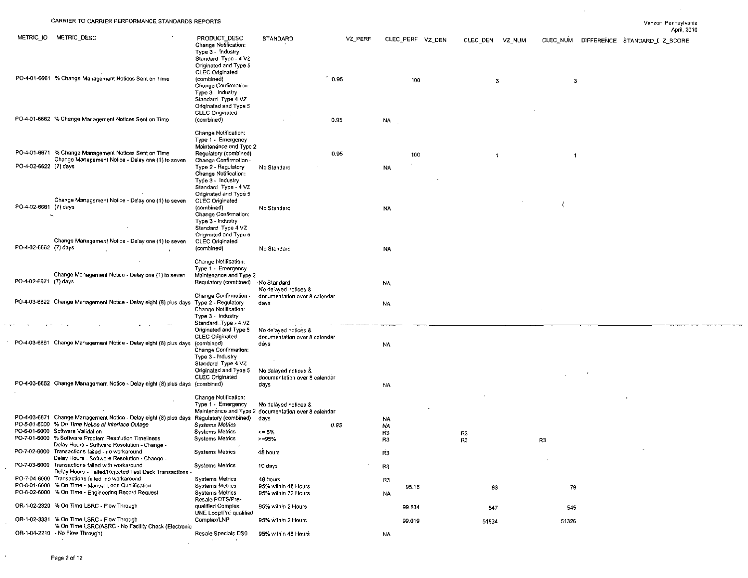CARRIER TO CARRIER PERFORMANCE STANDARDS REPORTS

Verizon Pennsylvania
April, 2010

| METRIC_ID | METRIC_DESC | PRODUCT_DESC | STANDARD | VZ_PERF | CLEC_PERF | VZ_DEN | CLEC_DEN | VZ_NUM | CLEC_NUM | DIFFERENCE | STANDARD_D | Z_SCORE |
|---|---|---|---|---|---|---|---|---|---|---|---|---|
| PO-4-01-6661 | % Change Management Notices Sent on Time | Change Notification: Type 3 - Industry Standard Type - 4 VZ Originated and Type 5 CLEC Originated (combined) | 0.95 | | 100 | | 3 | | 3 | | | |
| PO-4-01-6662 | % Change Management Notices Sent on Time | Change Confirmation: Type 3 - Industry Standard Type 4 VZ Originated and Type 5 CLEC Originated (combined) | 0.95 | | NA | | | | | | | |
| PO-4-01-6671 | % Change Management Notices Sent on Time | Change Notification: Type 1 - Emergency Maintenance and Type 2 Regulatory (combined) | 0.95 | | 100 | | 1 | | 1 | | | |
| PO-4-02-6622 | Change Management Notice - Delay one (1) to seven (7) days | Change Confirmation - Type 2 - Regulatory | No Standard | | NA | | | | | | | |
| PO-4-02-6661 | Change Management Notice - Delay one (1) to seven (7) days | Change Notification: Type 3 - Industry Standard Type - 4 VZ Originated and Type 5 CLEC Originated (combined) | No Standard | | NA | | | | | | | |
| PO-4-02-6662 | Change Management Notice - Delay one (1) to seven (7) days | Change Confirmation: Type 3 - Industry Standard Type 4 VZ Originated and Type 5 CLEC Originated (combined) | No Standard | | NA | | | | | | | |
| PO-4-02-6671 | Change Management Notice - Delay one (1) to seven (7) days | Change Notification: Type 1 - Emergency Maintenance and Type 2 Regulatory (combined) | No Standard | | NA | | | | | | | |
| PO-4-03-6622 | Change Management Notice - Delay eight (8) plus days | Change Confirmation - Type 2 - Regulatory | No delayed notices & documentation over 8 calendar days | | NA | | | | | | | |
| PO-4-03-6661 | Change Management Notice - Delay eight (8) plus days | Change Notification: Type 3 - Industry Standard Type - 4 VZ Originated and Type 5 CLEC Originated (combined) | No delayed notices & documentation over 8 calendar days | | NA | | | | | | | |
| PO-4-03-6662 | Change Management Notice - Delay eight (8) plus days | Change Confirmation: Type 3 - Industry Standard Type 4 VZ Originated and Type 5 CLEC Originated (combined) | No delayed notices & documentation over 8 calendar days | | NA | | | | | | | |
| PO-4-03-6671 | Change Management Notice - Delay eight (8) plus days | Change Notification: Type 1 - Emergency Maintenance and Type 2 Regulatory (combined) | No delayed notices & documentation over 8 calendar days | | NA | | | | | | | |
| PO-5-01-6000 | *% On Time Notice of Interface Outage* | *Systems Metrics* | 0.95 | | NA | | | | | | | |
| PO-6-01-6000 | Software Validation | Systems Metrics | <= 5% | | R3 | | R3 | | | | | |
| PO-7-01-6000 | % Software Problem Resolution Timeliness | Systems Metrics | >=95% | | R3 | | R3 | | R3 | | | |
| PO-7-02-6000 | Delay Hours - Software Resolution - Change - Transactions failed - no workaround | Systems Metrics | 48 hours | | R3 | | | | | | | |
| PO-7-03-6000 | Delay Hours - Software Resolution - Change - Transactions failed with workaround | Systems Metrics | 10 days | | R3 | | | | | | | |
| PO-7-04-6000 | Delay Hours - Failed/Rejected Test Deck Transactions - Transactions failed no workaround | Systems Metrics | 48 hours | | R3 | | | | | | | |
| PO-8-01-6000 | % On Time - Manual Loop Qualification | Systems Metrics | 95% within 48 Hours | | 95.18 | | 83 | | 79 | | | |
| PO-8-02-6000 | % On Time - Engineering Record Request | Systems Metrics | 95% within 72 Hours | | NA | | | | | | | |
| OR-1-02-2320 | % On Time LSRC - Flow Through | Resale POTS/Pre-qualified Complex | 95% within 2 Hours | | 99.634 | | 547 | | 545 | | | |
| OR-1-02-3331 | % On Time LSRC - Flow Through | UNE Loop/Pre-qualified Complex/LNP | 95% within 2 Hours | | 99.019 | | 51834 | | 51326 | | | |
| OR-1-04-2210 | % On Time LSRC/ASRC - No Facility Check (Electronic - No Flow Through) | Resale Specials DS0 | 95% within 48 Hours | | NA | | | | | | | |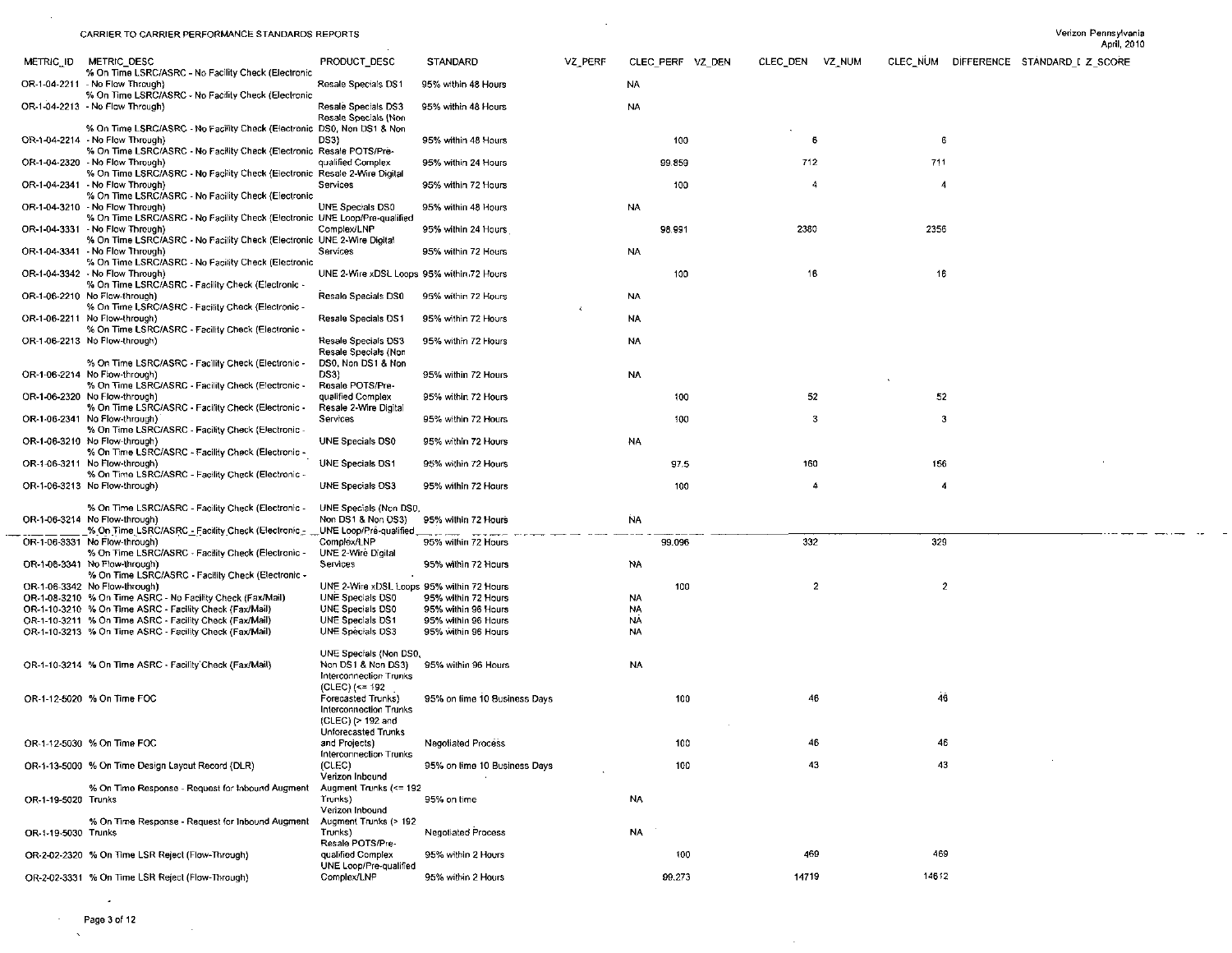CARRIER TO CARRIER PERFORMANCE STANDARDS REPORTS

Verizon Pennsylvania
April, 2010

| METRIC_ID | METRIC_DESC | PRODUCT_DESC | STANDARD | VZ_PERF | CLEC_PERF | VZ_DEN | CLEC_DEN | VZ_NUM | CLEC_NUM | DIFFERENCE | STANDARD_[ | Z_SCORE |
|---|---|---|---|---|---|---|---|---|---|---|---|---|
| OR-1-04-2211 | % On Time LSRC/ASRC - No Facility Check (Electronic - No Flow Through) | Resale Specials DS1 | 95% within 48 Hours | | NA | | | | | | | |
| OR-1-04-2213 | % On Time LSRC/ASRC - No Facility Check (Electronic - No Flow Through) | Resale Specials DS3 | 95% within 48 Hours | | NA | | | | | | | |
| OR-1-04-2214 | % On Time LSRC/ASRC - No Facility Check (Electronic - No Flow Through) | Resale Specials (Non DS0, Non DS1 & Non DS3) | 95% within 48 Hours | | 100 | | 6 | | 6 | | | |
| OR-1-04-2320 | % On Time LSRC/ASRC - No Facility Check (Electronic - No Flow Through) | Resale POTS/Pre-qualified Complex | 95% within 24 Hours | | 99.859 | | 712 | | 711 | | | |
| OR-1-04-2341 | % On Time LSRC/ASRC - No Facility Check (Electronic - No Flow Through) | Resale 2-Wire Digital Services | 95% within 72 Hours | | 100 | | 4 | | 4 | | | |
| OR-1-04-3210 | % On Time LSRC/ASRC - No Facility Check (Electronic - No Flow Through) | UNE Specials DS0 | 95% within 48 Hours | | NA | | | | | | | |
| OR-1-04-3331 | % On Time LSRC/ASRC - No Facility Check (Electronic - No Flow Through) | UNE Loop/Pre-qualified Complex/LNP | 95% within 24 Hours | | 98.991 | | 2380 | | 2356 | | | |
| OR-1-04-3341 | % On Time LSRC/ASRC - No Facility Check (Electronic - No Flow Through) | UNE 2-Wire Digital Services | 95% within 72 Hours | | NA | | | | | | | |
| OR-1-04-3342 | % On Time LSRC/ASRC - No Facility Check (Electronic - No Flow Through) | UNE 2-Wire xDSL Loops | 95% within 72 Hours | | 100 | | 16 | | 16 | | | |
| OR-1-06-2210 | % On Time LSRC/ASRC - Facility Check (Electronic - No Flow-through) | Resale Specials DS0 | 95% within 72 Hours | | NA | | | | | | | |
| OR-1-06-2211 | % On Time LSRC/ASRC - Facility Check (Electronic - No Flow-through) | Resale Specials DS1 | 95% within 72 Hours | | NA | | | | | | | |
| OR-1-06-2213 | % On Time LSRC/ASRC - Facility Check (Electronic - No Flow-through) | Resale Specials DS3 | 95% within 72 Hours | | NA | | | | | | | |
| OR-1-06-2214 | % On Time LSRC/ASRC - Facility Check (Electronic - No Flow-through) | Resale Specials (Non DS0, Non DS1 & Non DS3) | 95% within 72 Hours | | NA | | | | | | | |
| OR-1-06-2320 | % On Time LSRC/ASRC - Facility Check (Electronic - No Flow-through) | Resale POTS/Pre-qualified Complex | 95% within 72 Hours | | 100 | | 52 | | 52 | | | |
| OR-1-06-2341 | % On Time LSRC/ASRC - Facility Check (Electronic - No Flow-through) | Resale 2-Wire Digital Services | 95% within 72 Hours | | 100 | | 3 | | 3 | | | |
| OR-1-06-3210 | % On Time LSRC/ASRC - Facility Check (Electronic - No Flow-through) | UNE Specials DS0 | 95% within 72 Hours | | NA | | | | | | | |
| OR-1-06-3211 | % On Time LSRC/ASRC - Facility Check (Electronic - No Flow-through) | UNE Specials DS1 | 95% within 72 Hours | | 97.5 | | 160 | | 156 | | | |
| OR-1-06-3213 | % On Time LSRC/ASRC - Facility Check (Electronic - No Flow-through) | UNE Specials DS3 | 95% within 72 Hours | | 100 | | 4 | | 4 | | | |
| OR-1-06-3214 | % On Time LSRC/ASRC - Facility Check (Electronic - No Flow-through) | UNE Specials (Non DS0, Non DS1 & Non DS3) | 95% within 72 Hours | | NA | | | | | | | |
| OR-1-06-3331 | % On Time LSRC/ASRC - Facility Check (Electronic - No Flow-through) | UNE Loop/Pre-qualified Complex/LNP | 95% within 72 Hours | | 99.096 | | 332 | | 329 | | | |
| OR-1-06-3341 | % On Time LSRC/ASRC - Facility Check (Electronic - No Flow-through) | UNE 2-Wire Digital Services | 95% within 72 Hours | | NA | | | | | | | |
| OR-1-06-3342 | % On Time LSRC/ASRC - Facility Check (Electronic - No Flow-through) | UNE 2-Wire xDSL Loops | 95% within 72 Hours | | 100 | | 2 | | 2 | | | |
| OR-1-08-3210 | % On Time ASRC - No Facility Check (Fax/Mail) | UNE Specials DS0 | 95% within 72 Hours | | NA | | | | | | | |
| OR-1-10-3210 | % On Time ASRC - Facility Check (Fax/Mail) | UNE Specials DS0 | 95% within 96 Hours | | NA | | | | | | | |
| OR-1-10-3211 | % On Time ASRC - Facility Check (Fax/Mail) | UNE Specials DS1 | 95% within 96 Hours | | NA | | | | | | | |
| OR-1-10-3213 | % On Time ASRC - Facility Check (Fax/Mail) | UNE Specials DS3 | 95% within 96 Hours | | NA | | | | | | | |
| OR-1-10-3214 | % On Time ASRC - Facility Check (Fax/Mail) | UNE Specials (Non DS0, Non DS1 & Non DS3) | 95% within 96 Hours | | NA | | | | | | | |
| OR-1-12-5020 | % On Time FOC | Interconnection Trunks (CLEC) (<= 192 Forecasted Trunks) | 95% on time 10 Business Days | | 100 | | 46 | | 46 | | | |
| OR-1-12-5030 | % On Time FOC | Interconnection Trunks (CLEC) (> 192 and Unforecasted Trunks and Projects) | Negotiated Process | | 100 | | 46 | | 46 | | | |
| OR-1-13-5000 | % On Time Design Layout Record (DLR) | Interconnection Trunks (CLEC) | 95% on time 10 Business Days | | 100 | | 43 | | 43 | | | |
| OR-1-19-5020 | % On Time Response - Request for Inbound Augment Trunks | Verizon Inbound Augment Trunks (<= 192 Trunks) | 95% on time | | NA | | | | | | | |
| OR-1-19-5030 | % On Time Response - Request for Inbound Augment Trunks | Verizon Inbound Augment Trunks (> 192 Trunks) | Negotiated Process | | NA | | | | | | | |
| OR-2-02-2320 | % On Time LSR Reject (Flow-Through) | Resale POTS/Pre-qualified Complex | 95% within 2 Hours | | 100 | | 469 | | 469 | | | |
| OR-2-02-3331 | % On Time LSR Reject (Flow-Through) | UNE Loop/Pre-qualified Complex/LNP | 95% within 2 Hours | | 99.273 | | 14719 | | 14612 | | | |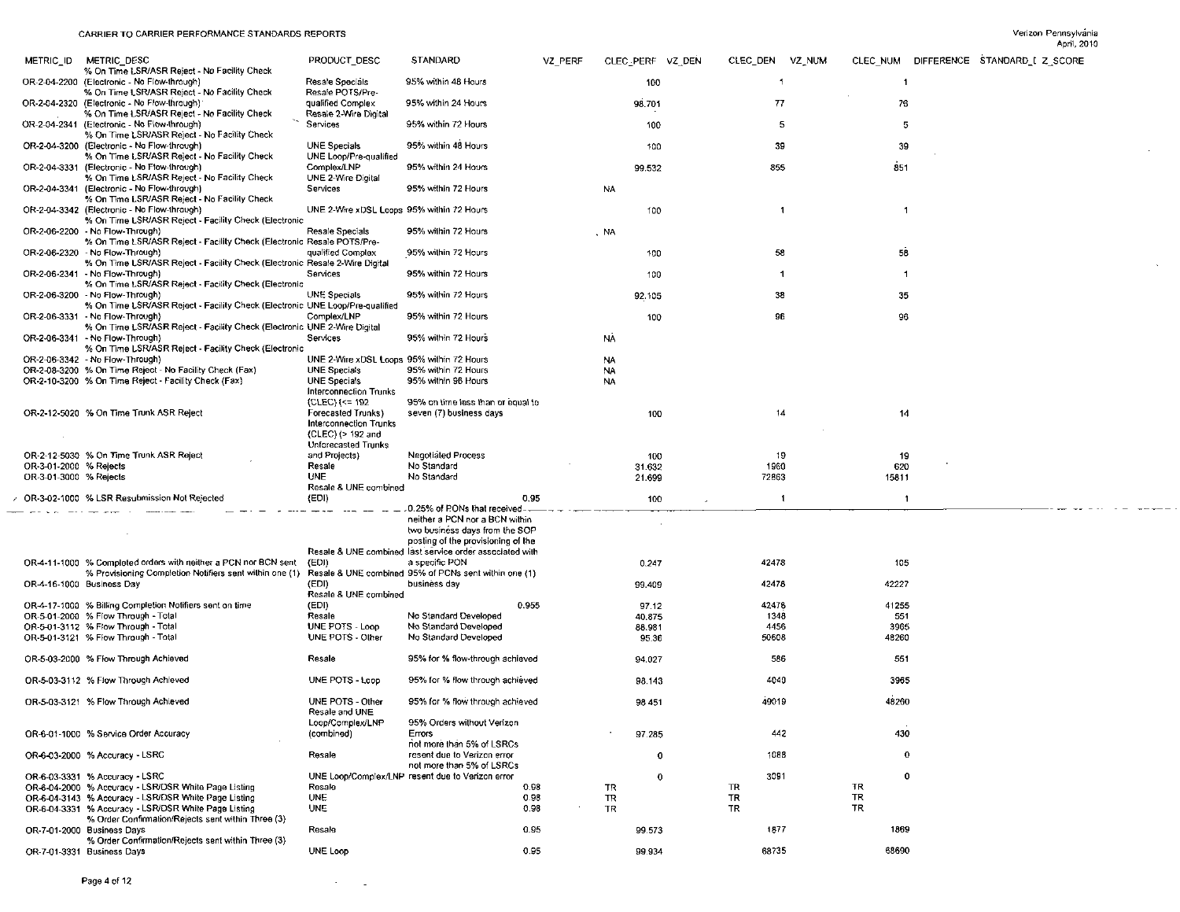CARRIER TO CARRIER PERFORMANCE STANDARDS REPORTS

Verizon Pennsylvania
April, 2010

| METRIC_ID | METRIC_DESC | PRODUCT_DESC | STANDARD | VZ_PERF | CLEC_PERF | VZ_DEN | CLEC_DEN | VZ_NUM | CLEC_NUM | DIFFERENCE | STANDARD_D | Z_SCORE |
|---|---|---|---|---|---|---|---|---|---|---|---|---|
| OR-2-04-2200 | % On Time LSR/ASR Reject - No Facility Check (Electronic - No Flow-through) | Resale Specials | 95% within 48 Hours | | 100 | | 1 | | 1 | | | |
| OR-2-04-2320 | % On Time LSR/ASR Reject - No Facility Check (Electronic - No Flow-through) | Resale POTS/Pre-qualified Complex | 95% within 24 Hours | | 98.701 | | 77 | | 76 | | | |
| OR-2-04-2341 | % On Time LSR/ASR Reject - No Facility Check (Electronic - No Flow-through) | Resale 2-Wire Digital Services | 95% within 72 Hours | | 100 | | 5 | | 5 | | | |
| OR-2-04-3200 | % On Time LSR/ASR Reject - No Facility Check (Electronic - No Flow-through) | UNE Specials | 95% within 48 Hours | | 100 | | 39 | | 39 | | | |
| OR-2-04-3331 | % On Time LSR/ASR Reject - No Facility Check (Electronic - No Flow-through) | UNE Loop/Pre-qualified Complex/LNP | 95% within 24 Hours | | 99.532 | | 855 | | 851 | | | |
| OR-2-04-3341 | % On Time LSR/ASR Reject - No Facility Check (Electronic - No Flow-through) | UNE 2-Wire Digital Services | 95% within 72 Hours | | NA | | | | | | | |
| OR-2-04-3342 | % On Time LSR/ASR Reject - No Facility Check (Electronic - No Flow-through) | UNE 2-Wire xDSL Loops | 95% within 72 Hours | | 100 | | 1 | | 1 | | | |
| OR-2-06-2200 | % On Time LSR/ASR Reject - Facility Check (Electronic - No Flow-Through) | Resale Specials | 95% within 72 Hours | | NA | | | | | | | |
| OR-2-06-2320 | % On Time LSR/ASR Reject - Facility Check (Electronic - No Flow-Through) | Resale POTS/Pre-qualified Complex | 95% within 72 Hours | | 100 | | 58 | | 58 | | | |
| OR-2-06-2341 | % On Time LSR/ASR Reject - Facility Check (Electronic - No Flow-Through) | Resale 2-Wire Digital Services | 95% within 72 Hours | | 100 | | 1 | | 1 | | | |
| OR-2-06-3200 | % On Time LSR/ASR Reject - Facility Check (Electronic - No Flow-Through) | UNE Specials | 95% within 72 Hours | | 92.105 | | 38 | | 35 | | | |
| OR-2-06-3331 | % On Time LSR/ASR Reject - Facility Check (Electronic - No Flow-Through) | UNE Loop/Pre-qualified Complex/LNP | 95% within 72 Hours | | 100 | | 96 | | 96 | | | |
| OR-2-06-3341 | % On Time LSR/ASR Reject - Facility Check (Electronic - No Flow-Through) | UNE 2-Wire Digital Services | 95% within 72 Hours | | NA | | | | | | | |
| OR-2-06-3342 | % On Time LSR/ASR Reject - Facility Check (Electronic - No Flow-Through) | UNE 2-Wire xDSL Loops | 95% within 72 Hours | | NA | | | | | | | |
| OR-2-08-3200 | % On Time Reject - No Facility Check (Fax) | UNE Specials | 95% within 72 Hours | | NA | | | | | | | |
| OR-2-10-3200 | % On Time Reject - Facility Check (Fax) | UNE Specials | 95% within 96 Hours | | NA | | | | | | | |
| OR-2-12-5020 | % On Time Trunk ASR Reject | Interconnection Trunks (CLEC) (<= 192 Forecasted Trunks) | 95% on time less than or equal to seven (7) business days | | 100 | | 14 | | 14 | | | |
| OR-2-12-5030 | % On Time Trunk ASR Reject | Interconnection Trunks (CLEC) (> 192 and Unforecasted Trunks and Projects) | Negotiated Process | | 100 | | 19 | | 19 | | | |
| OR-3-01-2000 | % Rejects | Resale | No Standard | | 31.632 | | 1960 | | 620 | | | |
| OR-3-01-3000 | % Rejects | UNE | No Standard | | 21.699 | | 72863 | | 15811 | | | |
| OR-3-02-1000 | % LSR Resubmission Not Rejected | Resale & UNE combined (EDI) | | 0.95 | 100 | | 1 | | 1 | | | |
| OR-4-11-1000 | % Completed orders with neither a PCN nor BCN sent | Resale & UNE combined (EDI) | 0.25% of PONs that received neither a PCN nor a BCN within two business days from the SOP posting of the provisioning of the last service order associated with a specific PON | | 0.247 | | 42478 | | 105 | | | |
| OR-4-16-1000 | % Provisioning Completion Notifiers sent within one (1) Business Day | Resale & UNE combined (EDI) | 95% of PCNs sent within one (1) business day | | 99.409 | | 42478 | | 42227 | | | |
| OR-4-17-1000 | % Billing Completion Notifiers sent on time | Resale & UNE combined (EDI) | | 0.955 | 97.12 | | 42478 | | 41255 | | | |
| OR-5-01-2000 | % Flow Through - Total | Resale | No Standard Developed | | 40.875 | | 1348 | | 551 | | | |
| OR-5-01-3112 | % Flow Through - Total | UNE POTS - Loop | No Standard Developed | | 88.981 | | 4456 | | 3965 | | | |
| OR-5-01-3121 | % Flow Through - Total | UNE POTS - Other | No Standard Developed | | 95.36 | | 50608 | | 48260 | | | |
| OR-5-03-2000 | % Flow Through Achieved | Resale | 95% for % flow-through achieved | | 94.027 | | 586 | | 551 | | | |
| OR-5-03-3112 | % Flow Through Achieved | UNE POTS - Loop | 95% for % flow through achieved | | 98.143 | | 4040 | | 3965 | | | |
| OR-5-03-3121 | % Flow Through Achieved | UNE POTS - Other | 95% for % flow through achieved | | 98.451 | | 49019 | | 48260 | | | |
| OR-6-01-1000 | % Service Order Accuracy | Resale and UNE Loop/Complex/LNP (combined) | 95% Orders without Verizon Errors | | 97.285 | | 442 | | 430 | | | |
| OR-6-03-2000 | % Accuracy - LSRC | Resale | not more than 5% of LSRCs resent due to Verizon error | | 0 | | 1088 | | 0 | | | |
| OR-6-03-3331 | % Accuracy - LSRC | UNE Loop/Complex/LNP | not more than 5% of LSRCs resent due to Verizon error | | 0 | | 3091 | | 0 | | | |
| OR-6-04-2000 | % Accuracy - LSR/DSR White Page Listing | Resale | | 0.98 | TR | | TR | | TR | | | |
| OR-6-04-3143 | % Accuracy - LSR/DSR White Page Listing | UNE | | 0.98 | TR | | TR | | TR | | | |
| OR-6-04-3331 | % Accuracy - LSR/DSR White Page Listing | UNE | | 0.98 | TR | | TR | | TR | | | |
| OR-7-01-2000 | % Order Confirmation/Rejects sent within Three (3) Business Days | Resale | | 0.95 | 99.573 | | 1877 | | 1869 | | | |
| OR-7-01-3331 | % Order Confirmation/Rejects sent within Three (3) Business Days | UNE Loop | | 0.95 | 99.934 | | 68735 | | 68690 | | | |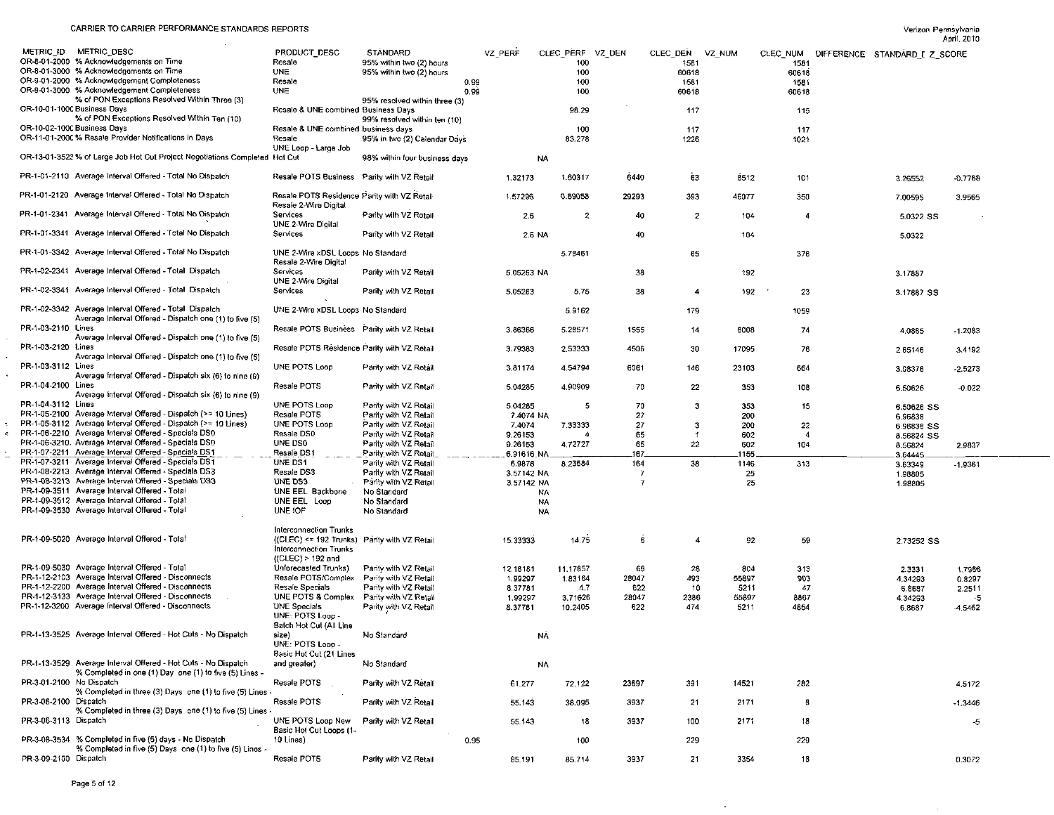# CARRIER TO CARRIER PERFORMANCE STANDARDS REPORTS

Verizon Pennsylvania
April, 2010

| METRIC_ID | METRIC_DESC | PRODUCT_DESC | STANDARD | VZ_PERF | CLEC_PERF | VZ_DEN | CLEC_DEN | VZ_NUM | CLEC_NUM | DIFFERENCE | STANDARD_E | Z_SCORE |
|---|---|---|---|---|---|---|---|---|---|---|---|---|
| OR-8-01-2000 | % Acknowledgements on Time | Resale | 95% within two (2) hours | | 100 | | 1581 | | 1581 | | | |
| OR-8-01-3000 | % Acknowledgements on Time | UNE | 95% within two (2) hours | | 100 | | 60618 | | 60618 | | | |
| OR-9-01-2000 | % Acknowledgement Completeness | Resale | 0.99 | | 100 | | 1581 | | 1581 | | | |
| OR-9-01-3000 | % Acknowledgement Completeness | UNE | 0.99 | | 100 | | 60618 | | 60618 | | | |
| OR-10-01-1000 | % of PON Exceptions Resolved Within Three (3) Business Days | Resale & UNE combined | 95% resolved within three (3) Business Days | | 98.29 | | 117 | | 115 | | | |
| OR-10-02-1000 | % of PON Exceptions Resolved Within Ten (10) Business Days | Resale & UNE combined | 99% resolved within ten (10) business days | | 100 | | 117 | | 117 | | | |
| OR-11-01-2000 | % Resale Provider Notifications in Days | Resale | 95% in two (2) Calendar Days | | 83.278 | | 1226 | | 1021 | | | |
| OR-13-01-3522 | % of Large Job Hot Cut Project Negotiations Completed | UNE Loop - Large Job Hot Cut | 98% within four business days | | NA | | | | | | | |
| PR-1-01-2110 | Average Interval Offered - Total No Dispatch | Resale POTS Business | Parity with VZ Retail | 1.32173 | 1.60317 | 6440 | 63 | 8512 | 101 | | 3.26552 | -0.7768 |
| PR-1-01-2120 | Average Interval Offered - Total No Dispatch | Resale POTS Residence | Parity with VZ Retail | 1.57296 | 0.89058 | 29293 | 393 | 46077 | 350 | | 7.00595 | 3.9565 |
| PR-1-01-2341 | Average Interval Offered - Total No Dispatch | Resale 2-Wire Digital Services | Parity with VZ Retail | 2.6 | 2 | 40 | 2 | 104 | 4 | | 5.0322 SS | |
| PR-1-01-3341 | Average Interval Offered - Total No Dispatch | UNE 2-Wire Digital Services | Parity with VZ Retail | 2.6 | NA | 40 | | 104 | | | 5.0322 | |
| PR-1-01-3342 | Average Interval Offered - Total No Dispatch | UNE 2-Wire xDSL Loops | No Standard | | 5.78461 | | 65 | | 376 | | | |
| PR-1-02-2341 | Average Interval Offered - Total Dispatch | Resale 2-Wire Digital Services | Parity with VZ Retail | 5.05263 | NA | 38 | | 192 | | | 3.17887 | |
| PR-1-02-3341 | Average Interval Offered - Total Dispatch | UNE 2-Wire Digital Services | Parity with VZ Retail | 5.05263 | 5.75 | 38 | 4 | 192 | 23 | | 3.17887 SS | |
| PR-1-02-3342 | Average Interval Offered - Total Dispatch | UNE 2-Wire xDSL Loops | No Standard | | 5.9162 | | 179 | | 1059 | | | |
| PR-1-03-2110 | Average Interval Offered - Dispatch one (1) to five (5) Lines | Resale POTS Business | Parity with VZ Retail | 3.86366 | 5.28571 | 1555 | 14 | 6008 | 74 | | 4.0865 | -1.2083 |
| PR-1-03-2120 | Average Interval Offered - Dispatch one (1) to five (5) Lines | Resale POTS Residence | Parity with VZ Retail | 3.79383 | 2.53333 | 4506 | 30 | 17095 | 76 | | 2.65146 | 3.4192 |
| PR-1-03-3112 | Average Interval Offered - Dispatch one (1) to five (5) Lines | UNE POTS Loop | Parity with VZ Retail | 3.81174 | 4.54794 | 6061 | 146 | 23103 | 664 | | 3.08376 | -2.5273 |
| PR-1-04-2100 | Average Interval Offered - Dispatch six (6) to nine (9) Lines | Resale POTS | Parity with VZ Retail | 5.04285 | 4.90909 | 70 | 22 | 353 | 108 | | 6.50626 | -0.022 |
| PR-1-04-3112 | Average Interval Offered - Dispatch six (6) to nine (9) Lines | UNE POTS Loop | Parity with VZ Retail | 5.04285 | 5 | 70 | 3 | 353 | 15 | | 6.50626 SS | |
| PR-1-05-2100 | Average Interval Offered - Dispatch (>= 10 Lines) | Resale POTS | Parity with VZ Retail | 7.4074 | NA | 27 | | 200 | | | 6.96838 | |
| PR-1-05-3112 | Average Interval Offered - Dispatch (>= 10 Lines) | UNE POTS Loop | Parity with VZ Retail | 7.4074 | 7.33333 | 27 | 3 | 200 | 22 | | 6.96838 SS | |
| PR-1-06-2210 | Average Interval Offered - Specials DS0 | Resale DS0 | Parity with VZ Retail | 9.26153 | 4 | 65 | 1 | 602 | 4 | | 8.56824 SS | |
| PR-1-06-3210 | Average Interval Offered - Specials DS0 | UNE DS0 | Parity with VZ Retail | 9.26153 | 4.72727 | 65 | 22 | 602 | 104 | | 8.56824 | 2.9837 |
| PR-1-07-2211 | Average Interval Offered - Specials DS1 | Resale DS1 | Parity with VZ Retail | 6.91616 | NA | 167 | | 1155 | | | 3.64445 | |
| PR-1-07-3211 | Average Interval Offered - Specials DS1 | UNE DS1 | Parity with VZ Retail | 6.9878 | 8.23684 | 164 | 38 | 1146 | 313 | | 3.63349 | -1.9361 |
| PR-1-08-2213 | Average Interval Offered - Specials DS3 | Resale DS3 | Parity with VZ Retail | 3.57142 | NA | 7 | | 25 | | | 1.98805 | |
| PR-1-08-3213 | Average Interval Offered - Specials DS3 | UNE DS3 | Parity with VZ Retail | 3.57142 | NA | 7 | | 25 | | | 1.98805 | |
| PR-1-09-3511 | Average Interval Offered - Total | UNE EEL Backbone | No Standard | | NA | | | | | | | |
| PR-1-09-3512 | Average Interval Offered - Total | UNE EEL Loop | No Standard | | NA | | | | | | | |
| PR-1-09-3530 | Average Interval Offered - Total | UNE IOF | No Standard | | NA | | | | | | | |
| PR-1-09-5020 | Average Interval Offered - Total | Interconnection Trunks ((CLEC) <= 192 Trunks) | Parity with VZ Retail | 15.33333 | 14.75 | 6 | 4 | 92 | 59 | | 2.73252 SS | |
| PR-1-09-5030 | Average Interval Offered - Total | Interconnection Trunks ((CLEC) > 192 and Unforecasted Trunks) | Parity with VZ Retail | 12.18181 | 11.17857 | 66 | 28 | 804 | 313 | | 2.3331 | 1.7986 |
| PR-1-12-2103 | Average Interval Offered - Disconnects | Resale POTS/Complex | Parity with VZ Retail | 1.99297 | 1.83164 | 28047 | 493 | 55897 | 903 | | 4.34293 | 0.8297 |
| PR-1-12-2200 | Average Interval Offered - Disconnects | Resale Specials | Parity with VZ Retail | 8.37781 | 4.7 | 622 | 10 | 5211 | 47 | | 6.8687 | 2.2511 |
| PR-1-12-3133 | Average Interval Offered - Disconnects | UNE POTS & Complex | Parity with VZ Retail | 1.99297 | 3.71626 | 28047 | 2386 | 55897 | 8867 | | 4.34293 | -5 |
| PR-1-12-3200 | Average Interval Offered - Disconnects | UNE Specials | Parity with VZ Retail | 8.37781 | 10.2405 | 622 | 474 | 5211 | 4854 | | 6.8687 | -4.5462 |
| PR-1-13-3525 | Average Interval Offered - Hot Cuts - No Dispatch | UNE: POTS Loop - Batch Hot Cut (All Line size) | No Standard | | NA | | | | | | | |
| PR-1-13-3529 | Average Interval Offered - Hot Cuts - No Dispatch | UNE: POTS Loop - Basic Hot Cut (21 Lines and greater) | No Standard | | NA | | | | | | | |
| PR-3-01-2100 | % Completed in one (1) Day one (1) to five (5) Lines - No Dispatch | Resale POTS | Parity with VZ Retail | 61.277 | 72.122 | 23697 | 391 | 14521 | 282 | | | 4.5172 |
| PR-3-06-2100 | % Completed in three (3) Days one (1) to five (5) Lines - Dispatch | Resale POTS | Parity with VZ Retail | 55.143 | 38.095 | 3937 | 21 | 2171 | 8 | | | -1.3446 |
| PR-3-06-3113 | % Completed in three (3) Days one (1) to five (5) Lines - Dispatch | UNE POTS Loop New | Parity with VZ Retail | 55.143 | 18 | 3937 | 100 | 2171 | 18 | | | -5 |
| PR-3-08-3534 | % Completed in five (5) days - No Dispatch | Basic Hot Cut Loops (1-10 Lines) | 0.95 | | 100 | | 229 | | 229 | | | |
| PR-3-09-2100 | % Completed in five (5) Days one (1) to five (5) Lines - Dispatch | Resale POTS | Parity with VZ Retail | 85.191 | 85.714 | 3937 | 21 | 3354 | 18 | | | 0.3072 |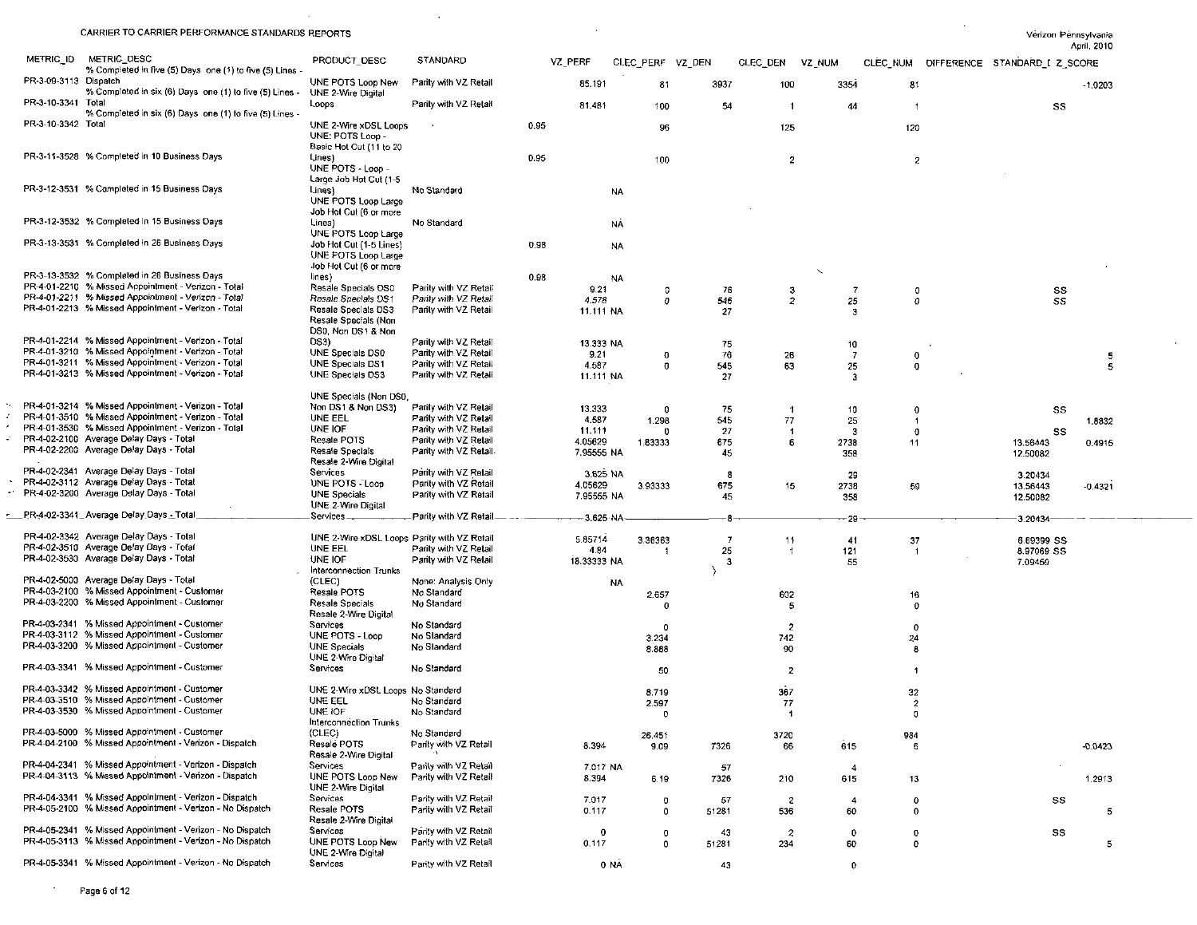CARRIER TO CARRIER PERFORMANCE STANDARDS REPORTS

Verizon Pennsylvania
April, 2010

| METRIC_ID | METRIC_DESC | PRODUCT_DESC | STANDARD | VZ_PERF | CLEC_PERF | VZ_DEN | CLEC_DEN | VZ_NUM | CLEC_NUM | DIFFERENCE | STANDARD_I | Z_SCORE |
|---|---|---|---|---|---|---|---|---|---|---|---|---|
| PR-3-09-3113 | % Completed in five (5) Days one (1) to five (5) Lines - Dispatch | UNE POTS Loop New | Parity with VZ Retail | 85.191 | 81 | 3937 | 100 | 3354 | 81 | | | -1.0203 |
| PR-3-10-3341 | % Completed in six (6) Days one (1) to five (5) Lines - Total | UNE 2-Wire Digital Loops | Parity with VZ Retail | 81.481 | 100 | 54 | 1 | 44 | 1 | | SS | |
| PR-3-10-3342 | % Completed in six (6) Days one (1) to five (5) Lines - Total | UNE 2-Wire xDSL Loops | 0.95 | | 96 | | 125 | | 120 | | | |
| PR-3-11-3528 | % Completed in 10 Business Days | UNE: POTS Loop - Basic Hot Cut (11 to 20 Lines) | 0.95 | | 100 | | 2 | | 2 | | | |
| PR-3-12-3531 | % Completed in 15 Business Days | UNE POTS - Loop - Large Job Hot Cut (1-5 Lines) | No Standard | NA | | | | | | | | |
| PR-3-12-3532 | % Completed in 15 Business Days | UNE POTS Loop Large Job Hot Cut (6 or more Lines) | No Standard | NA | | | | | | | | |
| PR-3-13-3531 | % Completed in 26 Business Days | UNE POTS Loop Large Job Hot Cut (1-5 Lines) | 0.98 | NA | | | | | | | | |
| PR-3-13-3532 | % Completed in 26 Business Days | UNE POTS Loop Large Job Hot Cut (6 or more lines) | 0.98 | NA | | | | | | | | |
| PR-4-01-2210 | % Missed Appointment - Verizon - Total | Resale Specials DS0 | Parity with VZ Retail | 9.21 | 0 | 76 | 3 | 7 | 0 | | SS | |
| PR-4-01-2211 | % Missed Appointment - Verizon - Total | Resale Specials DS1 | Parity with VZ Retail | 4.578 | 0 | 546 | 2 | 25 | 0 | | SS | |
| PR-4-01-2213 | % Missed Appointment - Verizon - Total | Resale Specials DS3 | Parity with VZ Retail | 11.111 | NA | 27 | | 3 | | | | |
| PR-4-01-2214 | % Missed Appointment - Verizon - Total | Resale Specials (Non DS0, Non DS1 & Non DS3) | Parity with VZ Retail | 13.333 | NA | 75 | | 10 | | | | |
| PR-4-01-3210 | % Missed Appointment - Verizon - Total | UNE Specials DS0 | Parity with VZ Retail | 9.21 | 0 | 76 | 28 | 7 | 0 | | | 5 |
| PR-4-01-3211 | % Missed Appointment - Verizon - Total | UNE Specials DS1 | Parity with VZ Retail | 4.587 | 0 | 545 | 63 | 25 | 0 | | | 5 |
| PR-4-01-3213 | % Missed Appointment - Verizon - Total | UNE Specials DS3 | Parity with VZ Retail | 11.111 | NA | 27 | | 3 | | | | |
| PR-4-01-3214 | % Missed Appointment - Verizon - Total | UNE Specials (Non DS0, Non DS1 & Non DS3) | Parity with VZ Retail | 13.333 | 0 | 75 | 1 | 10 | 0 | | SS | |
| PR-4-01-3510 | % Missed Appointment - Verizon - Total | UNE EEL | Parity with VZ Retail | 4.587 | 1.298 | 545 | 77 | 25 | 1 | | | 1.8832 |
| PR-4-01-3530 | % Missed Appointment - Verizon - Total | UNE IOF | Parity with VZ Retail | 11.111 | 0 | 27 | 1 | 3 | 0 | | SS | |
| PR-4-02-2100 | Average Delay Days - Total | Resale POTS | Parity with VZ Retail | 4.05629 | 1.83333 | 675 | 6 | 2738 | 11 | | 13.56443 | 0.4915 |
| PR-4-02-2200 | Average Delay Days - Total | Resale Specials | Parity with VZ Retail | 7.95555 | NA | 45 | | 358 | | | 12.50082 | |
| PR-4-02-2341 | Average Delay Days - Total | Resale 2-Wire Digital Services | Parity with VZ Retail | 3.625 | NA | 8 | | 29 | | | 3.20434 | |
| PR-4-02-3112 | Average Delay Days - Total | UNE POTS - Loop | Parity with VZ Retail | 4.05629 | 3.93333 | 675 | 15 | 2738 | 59 | | 13.56443 | -0.4321 |
| PR-4-02-3200 | Average Delay Days - Total | UNE Specials | Parity with VZ Retail | 7.95555 | NA | 45 | | 358 | | | 12.50082 | |
| PR-4-02-3341 | Average Delay Days - Total | UNE 2-Wire Digital Services | Parity with VZ Retail | 3.625 | NA | 8 | | 29 | | | 3.20434 | |
| PR-4-02-3342 | Average Delay Days - Total | UNE 2-Wire xDSL Loops | Parity with VZ Retail | 5.85714 | 3.36363 | 7 | 11 | 41 | 37 | | 6.69399 | SS |
| PR-4-02-3510 | Average Delay Days - Total | UNE EEL | Parity with VZ Retail | 4.84 | 1 | 25 | 1 | 121 | 1 | | 8.97069 | SS |
| PR-4-02-3530 | Average Delay Days - Total | UNE IOF | Parity with VZ Retail | 18.33333 | NA | 3 | | 55 | | | 7.09459 | |
| PR-4-02-5000 | Average Delay Days - Total | Interconnection Trunks (CLEC) | None: Analysis Only | NA | | | | | | | | |
| PR-4-03-2100 | % Missed Appointment - Customer | Resale POTS | No Standard | | 2.657 | | 602 | | 16 | | | |
| PR-4-03-2200 | % Missed Appointment - Customer | Resale Specials | No Standard | | 0 | | 5 | | 0 | | | |
| PR-4-03-2341 | % Missed Appointment - Customer | Resale 2-Wire Digital Services | No Standard | | 0 | | 2 | | 0 | | | |
| PR-4-03-3112 | % Missed Appointment - Customer | UNE POTS - Loop | No Standard | | 3.234 | | 742 | | 24 | | | |
| PR-4-03-3200 | % Missed Appointment - Customer | UNE Specials | No Standard | | 8.888 | | 90 | | 8 | | | |
| PR-4-03-3341 | % Missed Appointment - Customer | UNE 2-Wire Digital Services | No Standard | | 50 | | 2 | | 1 | | | |
| PR-4-03-3342 | % Missed Appointment - Customer | UNE 2-Wire xDSL Loops | No Standard | | 8.719 | | 367 | | 32 | | | |
| PR-4-03-3510 | % Missed Appointment - Customer | UNE EEL | No Standard | | 2.597 | | 77 | | 2 | | | |
| PR-4-03-3530 | % Missed Appointment - Customer | UNE IOF | No Standard | | 0 | | 1 | | 0 | | | |
| PR-4-03-5000 | % Missed Appointment - Customer | Interconnection Trunks (CLEC) | No Standard | | 26.451 | | 3720 | | 984 | | | |
| PR-4-04-2100 | % Missed Appointment - Verizon - Dispatch | Resale POTS | Parity with VZ Retail | 8.394 | 9.09 | 7326 | 66 | 615 | 6 | | | -0.0423 |
| PR-4-04-2341 | % Missed Appointment - Verizon - Dispatch | Resale 2-Wire Digital Services | Parity with VZ Retail | 7.017 | NA | 57 | | 4 | | | | |
| PR-4-04-3113 | % Missed Appointment - Verizon - Dispatch | UNE POTS Loop New | Parity with VZ Retail | 8.394 | 6.19 | 7326 | 210 | 615 | 13 | | | 1.2913 |
| PR-4-04-3341 | % Missed Appointment - Verizon - Dispatch | UNE 2-Wire Digital Services | Parity with VZ Retail | 7.017 | 0 | 57 | 2 | 4 | 0 | | SS | |
| PR-4-05-2100 | % Missed Appointment - Verizon - No Dispatch | Resale POTS | Parity with VZ Retail | 0.117 | 0 | 51281 | 536 | 60 | 0 | | | 5 |
| PR-4-05-2341 | % Missed Appointment - Verizon - No Dispatch | Resale 2-Wire Digital Services | Parity with VZ Retail | 0 | 0 | 43 | 2 | 0 | 0 | | SS | |
| PR-4-05-3113 | % Missed Appointment - Verizon - No Dispatch | UNE POTS Loop New | Parity with VZ Retail | 0.117 | 0 | 51281 | 234 | 60 | 0 | | | 5 |
| PR-4-05-3341 | % Missed Appointment - Verizon - No Dispatch | UNE 2-Wire Digital Services | Parity with VZ Retail | 0 | NA | 43 | | 0 | | | | |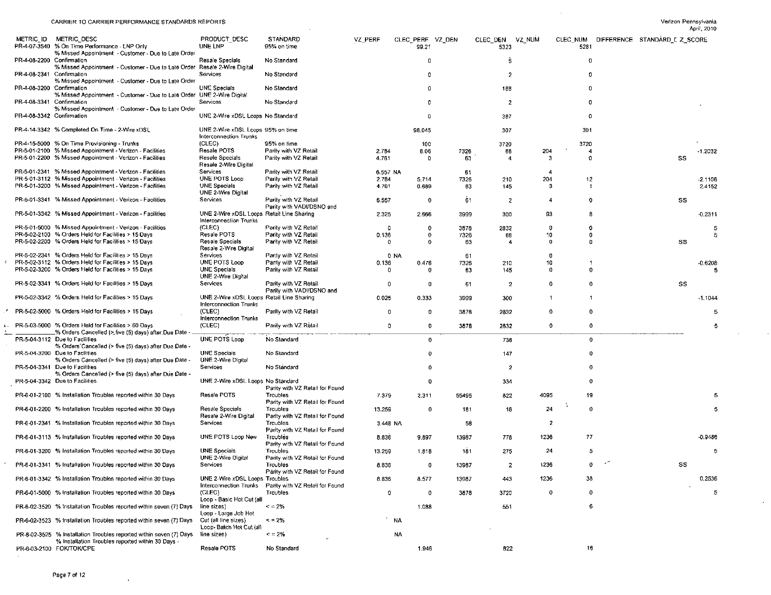CARRIER TO CARRIER PERFORMANCE STANDARDS REPORTS

Verizon Pennsylvania
April, 2010

| METRIC_ID | METRIC_DESC | PRODUCT_DESC | STANDARD | VZ_PERF | CLEC_PERF | VZ_DEN | CLEC_DEN | VZ_NUM | CLEC_NUM | DIFFERENCE | STANDARD_D | Z_SCORE |
|---|---|---|---|---|---|---|---|---|---|---|---|---|
| PR-4-07-3540 | % On Time Performance - LNP Only | UNE LNP | 95% on time | | 99.21 | | 5323 | | 5281 | | | |
| PR-4-08-2200 | % Missed Appointment - Customer - Due to Late Order Confirmation | Resale Specials | No Standard | | 0 | | 5 | | 0 | | | |
| PR-4-08-2341 | % Missed Appointment - Customer - Due to Late Order Confirmation | Resale 2-Wire Digital Services | No Standard | | 0 | | 2 | | 0 | | | |
| PR-4-08-3200 | % Missed Appointment - Customer - Due to Late Order Confirmation | UNE Specials | No Standard | | 0 | | 188 | | 0 | | | |
| PR-4-08-3341 | % Missed Appointment - Customer - Due to Late Order Confirmation | UNE 2-Wire Digital Services | No Standard | | 0 | | 2 | | 0 | | | |
| PR-4-08-3342 | % Missed Appointment - Customer - Due to Late Order Confirmation | UNE 2-Wire xDSL Loops | No Standard | | 0 | | 367 | | 0 | | | |
| PR-4-14-3342 | % Completed On Time - 2-Wire xDSL | UNE 2-Wire xDSL Loops | 95% on time | | 98.045 | | 307 | | 301 | | | |
| PR-4-15-5000 | % On Time Provisioning - Trunks | Interconnection Trunks (CLEC) | 95% on time | | 100 | | 3720 | | 3720 | | | |
| PR-5-01-2100 | % Missed Appointment - Verizon - Facilities | Resale POTS | Parity with VZ Retail | 2.784 | 6.06 | 7326 | 66 | 204 | 4 | | | -1.2032 |
| PR-5-01-2200 | % Missed Appointment - Verizon - Facilities | Resale Specials | Parity with VZ Retail | 4.761 | 0 | 63 | 4 | 3 | 0 | | SS | |
| PR-5-01-2341 | % Missed Appointment - Verizon - Facilities | Resale 2-Wire Digital Services | Parity with VZ Retail | 6.557 | NA | 61 | | 4 | | | | |
| PR-5-01-3112 | % Missed Appointment - Verizon - Facilities | UNE POTS Loop | Parity with VZ Retail | 2.784 | 5.714 | 7326 | 210 | 204 | 12 | | | -2.1106 |
| PR-5-01-3200 | % Missed Appointment - Verizon - Facilities | UNE Specials | Parity with VZ Retail | 4.761 | 0.689 | 63 | 145 | 3 | 1 | | | 2.4152 |
| PR-5-01-3341 | % Missed Appointment - Verizon - Facilities | UNE 2-Wire Digital Services | Parity with VZ Retail | 6.557 | 0 | 61 | 2 | 4 | 0 | | SS | |
| PR-5-01-3342 | % Missed Appointment - Verizon - Facilities | UNE 2-Wire xDSL Loops | Parity with VADI/DSNO and Retail Line Sharing | 2.325 | 2.666 | 3999 | 300 | 93 | 8 | | | -0.2311 |
| PR-5-01-5000 | % Missed Appointment - Verizon - Facilities | Interconnection Trunks (CLEC) | Parity with VZ Retail | 0 | 0 | 3878 | 2832 | 0 | 0 | | | 5 |
| PR-5-02-2100 | % Orders Held for Facilities > 15 Days | Resale POTS | Parity with VZ Retail | 0.136 | 0 | 7326 | 66 | 10 | 0 | | | 5 |
| PR-5-02-2200 | % Orders Held for Facilities > 15 Days | Resale Specials | Parity with VZ Retail | 0 | 0 | 63 | 4 | 0 | 0 | | SS | |
| PR-5-02-2341 | % Orders Held for Facilities > 15 Days | Resale 2-Wire Digital Services | Parity with VZ Retail | 0 | NA | 61 | | 0 | | | | |
| PR-5-02-3112 | % Orders Held for Facilities > 15 Days | UNE POTS Loop | Parity with VZ Retail | 0.136 | 0.476 | 7326 | 210 | 10 | 1 | | | -0.6208 |
| PR-5-02-3200 | % Orders Held for Facilities > 15 Days | UNE Specials | Parity with VZ Retail | 0 | 0 | 63 | 145 | 0 | 0 | | | 5 |
| PR-5-02-3341 | % Orders Held for Facilities > 15 Days | UNE 2-Wire Digital Services | Parity with VZ Retail | 0 | 0 | 61 | 2 | 0 | 0 | | SS | |
| PR-5-02-3342 | % Orders Held for Facilities > 15 Days | UNE 2-Wire xDSL Loops | Parity with VADI/DSNO and Retail Line Sharing | 0.025 | 0.333 | 3999 | 300 | 1 | 1 | | | -1.1044 |
| PR-5-02-5000 | % Orders Held for Facilities > 15 Days | Interconnection Trunks (CLEC) | Parity with VZ Retail | 0 | 0 | 3878 | 2832 | 0 | 0 | | | 5 |
| PR-5-03-5000 | % Orders Held for Facilities > 60 Days | Interconnection Trunks (CLEC) | Parity with VZ Retail | 0 | 0 | 3878 | 2832 | 0 | 0 | | | 5 |
| PR-5-04-3112 | % Orders Cancelled (> five (5) days) after Due Date - Due to Facilities | UNE POTS Loop | No Standard | | 0 | | 738 | | 0 | | | |
| PR-5-04-3200 | % Orders Cancelled (> five (5) days) after Due Date - Due to Facilities | UNE Specials | No Standard | | 0 | | 147 | | 0 | | | |
| PR-5-04-3341 | % Orders Cancelled (> five (5) days) after Due Date - Due to Facilities | UNE 2-Wire Digital Services | No Standard | | 0 | | 2 | | 0 | | | |
| PR-5-04-3342 | % Orders Cancelled (> five (5) days) after Due Date - Due to Facilities | UNE 2-Wire xDSL Loops | No Standard | | 0 | | 334 | | 0 | | | |
| PR-6-01-2100 | % Installation Troubles reported within 30 Days | Resale POTS | Parity with VZ Retail for Found Troubles | 7.379 | 2.311 | 55495 | 822 | 4095 | 19 | | | 5 |
| PR-6-01-2200 | % Installation Troubles reported within 30 Days | Resale Specials | Parity with VZ Retail for Found Troubles | 13.259 | 0 | 181 | 18 | 24 | 0 | | | 5 |
| PR-6-01-2341 | % Installation Troubles reported within 30 Days | Resale 2-Wire Digital Services | Parity with VZ Retail for Found Troubles | 3.448 | NA | 58 | | 2 | | | | |
| PR-6-01-3113 | % Installation Troubles reported within 30 Days | UNE POTS Loop New | Parity with VZ Retail for Found Troubles | 8.836 | 9.897 | 13987 | 778 | 1236 | 77 | | | -0.9486 |
| PR-6-01-3200 | % Installation Troubles reported within 30 Days | UNE Specials | Parity with VZ Retail for Found Troubles | 13.259 | 1.818 | 181 | 275 | 24 | 5 | | | 5 |
| PR-6-01-3341 | % Installation Troubles reported within 30 Days | UNE 2-Wire Digital Services | Parity with VZ Retail for Found Troubles | 8.836 | 0 | 13987 | 2 | 1236 | 0 | | SS | |
| PR-6-01-3342 | % Installation Troubles reported within 30 Days | UNE 2-Wire xDSL Loops | Parity with VZ Retail for Found Troubles | 8.836 | 8.577 | 13987 | 443 | 1236 | 38 | | | 0.2536 |
| PR-6-01-5000 | % Installation Troubles reported within 30 Days | Interconnection Trunks (CLEC) | Parity with VZ Retail for Found Troubles | 0 | 0 | 3878 | 3720 | 0 | 0 | | | 5 |
| PR-6-02-3520 | % Installation Troubles reported within seven (7) Days | Loop - Basic Hot Cut (all line sizes) | <= 2% | | 1.088 | | 551 | | 6 | | | |
| PR-6-02-3523 | % Installation Troubles reported within seven (7) Days | Loop - Large Job Hot Cut (all line sizes) | <= 2% | | NA | | | | | | | |
| PR-6-02-3525 | % Installation Troubles reported within seven (7) Days | Loop- Batch Hot Cut (all line sizes) | <= 2% | | NA | | | | | | | |
| PR-6-03-2100 | % Installation Troubles reported within 30 Days - FOK/TOK/CPE | Resale POTS | No Standard | | 1.946 | | 822 | | 16 | | | |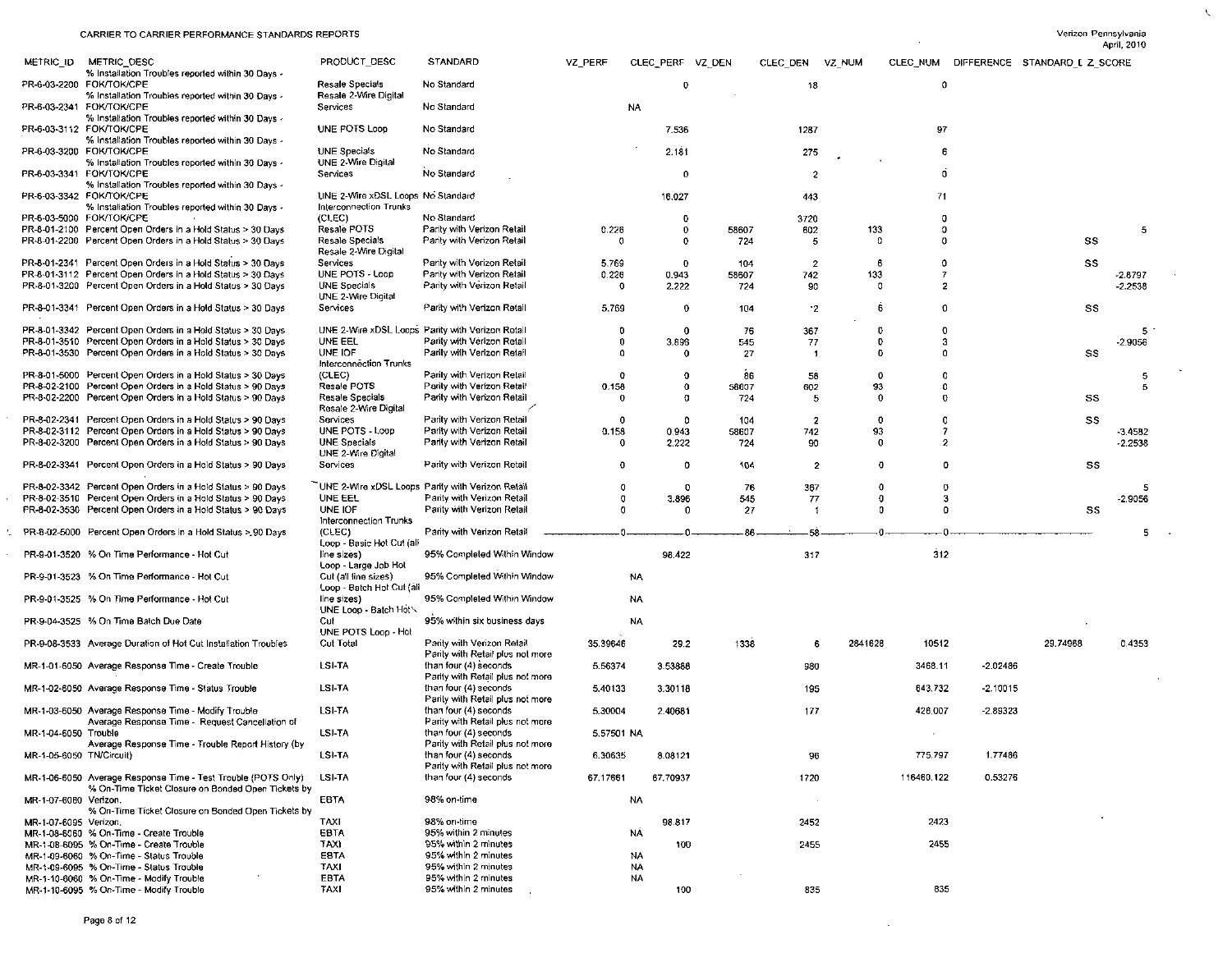| METRIC_ID | METRIC_DESC | PRODUCT_DESC | STANDARD | VZ_PERF | CLEC_PERF | VZ_DEN | CLEC_DEN | VZ_NUM | CLEC_NUM | DIFFERENCE | STANDARD_E | Z_SCORE |
|---|---|---|---|---|---|---|---|---|---|---|---|---|
| PR-6-03-2200 | % Installation Troubles reported within 30 Days - FOK/TOK/CPE | Resale Specials | No Standard | | 0 | | 18 | | 0 | | | |
| PR-6-03-2341 | % Installation Troubles reported within 30 Days - FOK/TOK/CPE | Resale 2-Wire Digital Services | No Standard | | NA | | | | | | | |
| PR-6-03-3112 | % Installation Troubles reported within 30 Days - FOK/TOK/CPE | UNE POTS Loop | No Standard | | 7.536 | | 1287 | | 97 | | | |
| PR-6-03-3200 | % Installation Troubles reported within 30 Days - FOK/TOK/CPE | UNE Specials | No Standard | | 2.181 | | 275 | | 6 | | | |
| PR-6-03-3341 | % Installation Troubles reported within 30 Days - FOK/TOK/CPE | UNE 2-Wire Digital Services | No Standard | | 0 | | 2 | | 0 | | | |
| PR-6-03-3342 | % Installation Troubles reported within 30 Days - FOK/TOK/CPE | UNE 2-Wire xDSL Loops | No Standard | | 16.027 | | 443 | | 71 | | | |
| PR-6-03-5000 | % Installation Troubles reported within 30 Days - FOK/TOK/CPE | Interconnection Trunks (CLEC) | No Standard | | 0 | | 3720 | | 0 | | | |
| PR-8-01-2100 | Percent Open Orders in a Hold Status > 30 Days | Resale POTS | Parity with Verizon Retail | 0.226 | 0 | 58607 | 602 | 133 | 0 | | | 5 |
| PR-8-01-2200 | Percent Open Orders in a Hold Status > 30 Days | Resale Specials | Parity with Verizon Retail | 0 | 0 | 724 | 5 | 0 | 0 | | SS | |
| PR-8-01-2341 | Percent Open Orders in a Hold Status > 30 Days | Resale 2-Wire Digital Services | Parity with Verizon Retail | 5.769 | 0 | 104 | 2 | 6 | 0 | | SS | |
| PR-8-01-3112 | Percent Open Orders in a Hold Status > 30 Days | UNE POTS - Loop | Parity with Verizon Retail | 0.226 | 0.943 | 58607 | 742 | 133 | 7 | | | -2.8797 |
| PR-8-01-3200 | Percent Open Orders in a Hold Status > 30 Days | UNE Specials | Parity with Verizon Retail | 0 | 2.222 | 724 | 90 | 0 | 2 | | | -2.2538 |
| PR-8-01-3341 | Percent Open Orders in a Hold Status > 30 Days | UNE 2-Wire Digital Services | Parity with Verizon Retail | 5.769 | 0 | 104 | 2 | 6 | 0 | | SS | |
| PR-8-01-3342 | Percent Open Orders in a Hold Status > 30 Days | UNE 2-Wire xDSL Loops | Parity with Verizon Retail | 0 | 0 | 76 | 367 | 0 | 0 | | | 5 |
| PR-8-01-3510 | Percent Open Orders in a Hold Status > 30 Days | UNE EEL | Parity with Verizon Retail | 0 | 3.896 | 545 | 77 | 0 | 3 | | | -2.9056 |
| PR-8-01-3530 | Percent Open Orders in a Hold Status > 30 Days | UNE IOF | Parity with Verizon Retail | 0 | 0 | 27 | 1 | 0 | 0 | | SS | |
| PR-8-01-5000 | Percent Open Orders in a Hold Status > 30 Days | Interconnection Trunks (CLEC) | Parity with Verizon Retail | 0 | 0 | 86 | 58 | 0 | 0 | | | 5 |
| PR-8-02-2100 | Percent Open Orders in a Hold Status > 90 Days | Resale POTS | Parity with Verizon Retail | 0.158 | 0 | 58607 | 602 | 93 | 0 | | | 5 |
| PR-8-02-2200 | Percent Open Orders in a Hold Status > 90 Days | Resale Specials | Parity with Verizon Retail | 0 | 0 | 724 | 5 | 0 | 0 | | SS | |
| PR-8-02-2341 | Percent Open Orders in a Hold Status > 90 Days | Resale 2-Wire Digital Services | Parity with Verizon Retail | 0 | 0 | 104 | 2 | 0 | 0 | | SS | |
| PR-8-02-3112 | Percent Open Orders in a Hold Status > 90 Days | UNE POTS - Loop | Parity with Verizon Retail | 0.158 | 0.943 | 58607 | 742 | 93 | 7 | | | -3.4582 |
| PR-8-02-3200 | Percent Open Orders in a Hold Status > 90 Days | UNE Specials | Parity with Verizon Retail | 0 | 2.222 | 724 | 90 | 0 | 2 | | | -2.2538 |
| PR-8-02-3341 | Percent Open Orders in a Hold Status > 90 Days | UNE 2-Wire Digital Services | Parity with Verizon Retail | 0 | 0 | 104 | 2 | 0 | 0 | | SS | |
| PR-8-02-3342 | Percent Open Orders in a Hold Status > 90 Days | UNE 2-Wire xDSL Loops | Parity with Verizon Retail | 0 | 0 | 76 | 367 | 0 | 0 | | | 5 |
| PR-8-02-3510 | Percent Open Orders in a Hold Status > 90 Days | UNE EEL | Parity with Verizon Retail | 0 | 3.896 | 545 | 77 | 0 | 3 | | | -2.9056 |
| PR-8-02-3530 | Percent Open Orders in a Hold Status > 90 Days | UNE IOF | Parity with Verizon Retail | 0 | 0 | 27 | 1 | 0 | 0 | | SS | |
| PR-8-02-5000 | Percent Open Orders in a Hold Status > 90 Days | Interconnection Trunks (CLEC) | Parity with Verizon Retail | 0 | 0 | 86 | 58 | 0 | 0 | | | 5 |
| PR-9-01-3520 | % On Time Performance - Hot Cut | Loop - Basic Hot Cut (all line sizes) | 95% Completed Within Window | | 98.422 | | 317 | | 312 | | | |
| PR-9-01-3523 | % On Time Performance - Hot Cut | Loop - Large Job Hot Cut (all line sizes) | 95% Completed Within Window | | NA | | | | | | | |
| PR-9-01-3525 | % On Time Performance - Hot Cut | Loop - Batch Hot Cut (all line sizes) | 95% Completed Within Window | | NA | | | | | | | |
| PR-9-04-3525 | % On Time Batch Due Date | UNE Loop - Batch Hot Cut | 95% within six business days | | NA | | | | | | | |
| PR-9-08-3533 | Average Duration of Hot Cut Installation Troubles | UNE POTS Loop - Hot Cut Total | Parity with Verizon Retail | 35.39646 | 29.2 | 1338 | 6 | 2841628 | 10512 | | 29.74988 | 0.4353 |
| MR-1-01-6050 | Average Response Time - Create Trouble | LSI-TA | Parity with Retail plus not more than four (4) seconds | 5.56374 | 3.53888 | | 980 | | 3468.11 | -2.02486 | | |
| MR-1-02-6050 | Average Response Time - Status Trouble | LSI-TA | Parity with Retail plus not more than four (4) seconds | 5.40133 | 3.30118 | | 195 | | 643.732 | -2.10015 | | |
| MR-1-03-6050 | Average Response Time - Modify Trouble | LSI-TA | Parity with Retail plus not more than four (4) seconds | 5.30004 | 2.40681 | | 177 | | 426.007 | -2.89323 | | |
| MR-1-04-6050 | Average Response Time - Request Cancellation of Trouble | LSI-TA | Parity with Retail plus not more than four (4) seconds | 5.57501 | NA | | | | | | | |
| MR-1-05-6050 | Average Response Time - Trouble Report History (by TN/Circuit) | LSI-TA | Parity with Retail plus not more than four (4) seconds | 6.30635 | 8.08121 | | 96 | | 775.797 | 1.77486 | | |
| MR-1-06-6050 | Average Response Time - Test Trouble (POTS Only) | LSI-TA | Parity with Retail plus not more than four (4) seconds | 67.17661 | 67.70937 | | 1720 | | 116460.122 | 0.53276 | | |
| MR-1-07-6060 | % On-Time Ticket Closure on Bonded Open Tickets by Verizon. | EBTA | 98% on-time | | NA | | | | | | | |
| MR-1-07-6095 | % On-Time Ticket Closure on Bonded Open Tickets by Verizon. | TAXI | 98% on-time | | 98.817 | | 2452 | | 2423 | | | |
| MR-1-08-6060 | % On-Time - Create Trouble | EBTA | 95% within 2 minutes | | NA | | | | | | | |
| MR-1-08-6095 | % On-Time - Create Trouble | TAXI | 95% within 2 minutes | | 100 | | 2455 | | 2455 | | | |
| MR-1-09-6060 | % On-Time - Status Trouble | EBTA | 95% within 2 minutes | | NA | | | | | | | |
| MR-1-09-6095 | % On-Time - Status Trouble | TAXI | 95% within 2 minutes | | NA | | | | | | | |
| MR-1-10-6060 | % On-Time - Modify Trouble | EBTA | 95% within 2 minutes | | NA | | | | | | | |
| MR-1-10-6095 | % On-Time - Modify Trouble | TAXI | 95% within 2 minutes | | 100 | | 835 | | 835 | | | |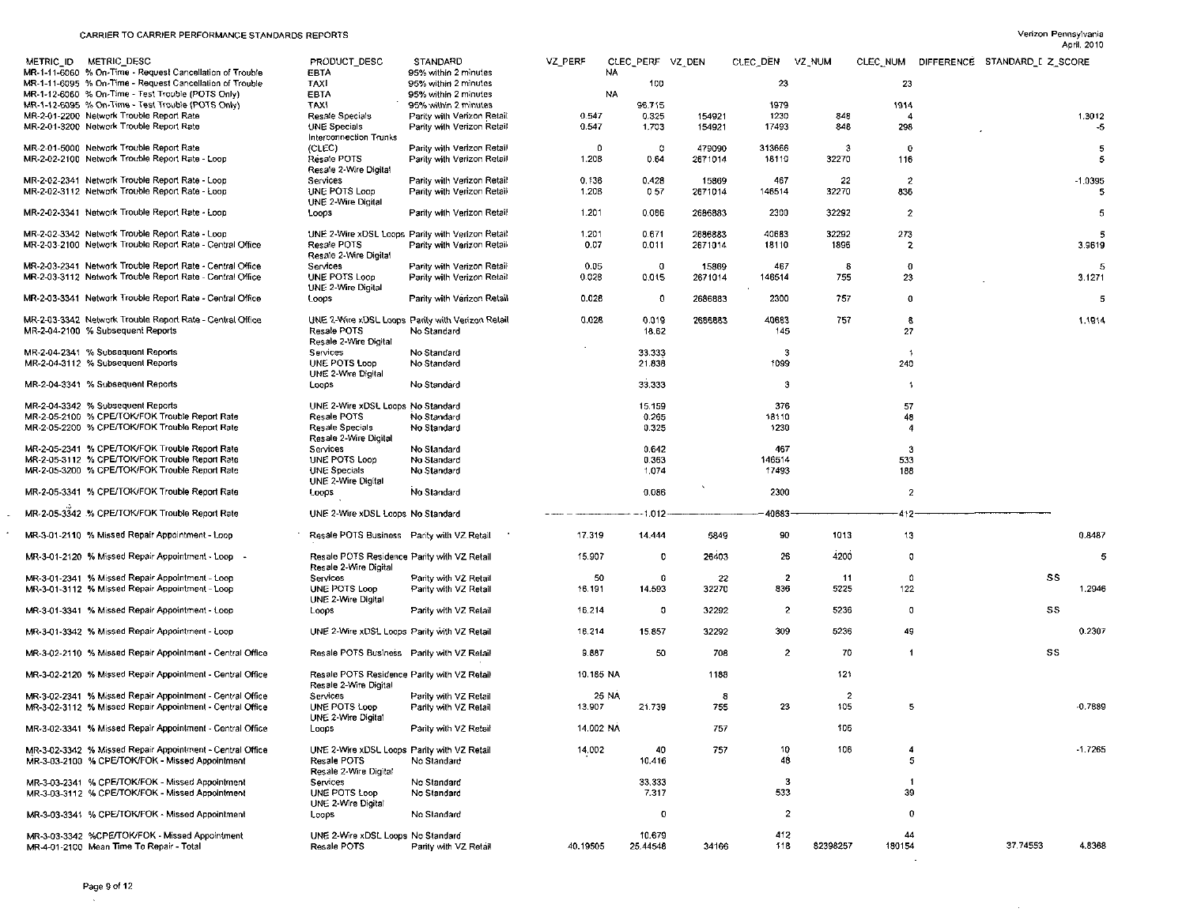CARRIER TO CARRIER PERFORMANCE STANDARDS REPORTS

Verizon Pennsylvania
April, 2010

| METRIC_ID | METRIC_DESC | PRODUCT_DESC | STANDARD | VZ_PERF | CLEC_PERF | VZ_DEN | CLEC_DEN | VZ_NUM | CLEC_NUM | DIFFERENCE | STANDARD_I | Z_SCORE |
|---|---|---|---|---|---|---|---|---|---|---|---|---|
| MR-1-11-6060 | % On-Time - Request Cancellation of Trouble | EBTA | 95% within 2 minutes | | NA | | | | | | | |
| MR-1-11-6095 | % On-Time - Request Cancellation of Trouble | TAXI | 95% within 2 minutes | | 100 | | 23 | | 23 | | | |
| MR-1-12-6060 | % On-Time - Test Trouble (POTS Only) | EBTA | 95% within 2 minutes | | NA | | | | | | | |
| MR-1-12-6095 | % On-Time - Test Trouble (POTS Only) | TAXI | 95% within 2 minutes | | 96.715 | | 1979 | | 1914 | | | |
| MR-2-01-2200 | Network Trouble Report Rate | Resale Specials | Parity with Verizon Retail | 0.547 | 0.325 | 154921 | 1230 | 848 | 4 | | | 1.3012 |
| MR-2-01-3200 | Network Trouble Report Rate | UNE Specials | Parity with Verizon Retail | 0.547 | 1.703 | 154921 | 17493 | 848 | 298 | | | -5 |
| MR-2-01-5000 | Network Trouble Report Rate | Interconnection Trunks (CLEC) | Parity with Verizon Retail | 0 | 0 | 479090 | 313666 | 3 | 0 | | | 5 |
| MR-2-02-2100 | Network Trouble Report Rate - Loop | Resale POTS | Parity with Verizon Retail | 1.208 | 0.64 | 2671014 | 18110 | 32270 | 116 | | | 5 |
| MR-2-02-2341 | Network Trouble Report Rate - Loop | Resale 2-Wire Digital Services | Parity with Verizon Retail | 0.136 | 0.428 | 15869 | 467 | 22 | 2 | | | -1.0395 |
| MR-2-02-3112 | Network Trouble Report Rate - Loop | UNE POTS Loop | Parity with Verizon Retail | 1.208 | 0.57 | 2671014 | 146514 | 32270 | 836 | | | 5 |
| MR-2-02-3341 | Network Trouble Report Rate - Loop | UNE 2-Wire Digital Loops | Parity with Verizon Retail | 1.201 | 0.086 | 2686883 | 2300 | 32292 | 2 | | | 5 |
| MR-2-02-3342 | Network Trouble Report Rate - Loop | UNE 2-Wire xDSL Loops | Parity with Verizon Retail | 1.201 | 0.671 | 2686883 | 40683 | 32292 | 273 | | | 5 |
| MR-2-03-2100 | Network Trouble Report Rate - Central Office | Resale POTS | Parity with Verizon Retail | 0.07 | 0.011 | 2671014 | 18110 | 1896 | 2 | | | 3.9619 |
| MR-2-03-2341 | Network Trouble Report Rate - Central Office | Resale 2-Wire Digital Services | Parity with Verizon Retail | 0.05 | 0 | 15869 | 467 | 8 | 0 | | | .5 |
| MR-2-03-3112 | Network Trouble Report Rate - Central Office | UNE POTS Loop | Parity with Verizon Retail | 0.028 | 0.015 | 2671014 | 146514 | 755 | 23 | | | 3.1271 |
| MR-2-03-3341 | Network Trouble Report Rate - Central Office | UNE 2-Wire Digital Loops | Parity with Verizon Retail | 0.028 | 0 | 2686883 | 2300 | 757 | 0 | | | 5 |
| MR-2-03-3342 | Network Trouble Report Rate - Central Office | UNE 2-Wire xDSL Loops | Parity with Verizon Retail | 0.028 | 0.019 | 2686883 | 40683 | 757 | 8 | | | 1.1914 |
| MR-2-04-2100 | % Subsequent Reports | Resale POTS | No Standard | | 18.62 | | 145 | | 27 | | | |
| MR-2-04-2341 | % Subsequent Reports | Resale 2-Wire Digital Services | No Standard | | 33.333 | | 3 | | 1 | | | |
| MR-2-04-3112 | % Subsequent Reports | UNE POTS Loop | No Standard | | 21.838 | | 1099 | | 240 | | | |
| MR-2-04-3341 | % Subsequent Reports | UNE 2-Wire Digital Loops | No Standard | | 33.333 | | 3 | | 1 | | | |
| MR-2-04-3342 | % Subsequent Reports | UNE 2-Wire xDSL Loops | No Standard | | 15.159 | | 376 | | 57 | | | |
| MR-2-05-2100 | % CPE/TOK/FOK Trouble Report Rate | Resale POTS | No Standard | | 0.265 | | 18110 | | 48 | | | |
| MR-2-05-2200 | % CPE/TOK/FOK Trouble Report Rate | Resale Specials | No Standard | | 0.325 | | 1230 | | 4 | | | |
| MR-2-05-2341 | % CPE/TOK/FOK Trouble Report Rate | Resale 2-Wire Digital Services | No Standard | | 0.642 | | 467 | | 3 | | | |
| MR-2-05-3112 | % CPE/TOK/FOK Trouble Report Rate | UNE POTS Loop | No Standard | | 0.363 | | 146514 | | 533 | | | |
| MR-2-05-3200 | % CPE/TOK/FOK Trouble Report Rate | UNE Specials | No Standard | | 1.074 | | 17493 | | 188 | | | |
| MR-2-05-3341 | % CPE/TOK/FOK Trouble Report Rate | UNE 2-Wire Digital Loops | No Standard | | 0.086 | | 2300 | | 2 | | | |
| MR-2-05-3342 | % CPE/TOK/FOK Trouble Report Rate | UNE 2-Wire xDSL Loops | No Standard | | 1.012 | | 40683 | | 412 | | | |
| MR-3-01-2110 | % Missed Repair Appointment - Loop | Resale POTS Business | Parity with VZ Retail | 17.319 | 14.444 | 5849 | 90 | 1013 | 13 | | | 0.8487 |
| MR-3-01-2120 | % Missed Repair Appointment - Loop | Resale POTS Residence | Parity with VZ Retail | 15.907 | 0 | 26403 | 26 | 4200 | 0 | | | 5 |
| MR-3-01-2341 | % Missed Repair Appointment - Loop | Resale 2-Wire Digital Services | Parity with VZ Retail | 50 | 0 | 22 | 2 | 11 | 0 | | SS | |
| MR-3-01-3112 | % Missed Repair Appointment - Loop | UNE POTS Loop | Parity with VZ Retail | 16.191 | 14.593 | 32270 | 836 | 5225 | 122 | | | 1.2946 |
| MR-3-01-3341 | % Missed Repair Appointment - Loop | UNE 2-Wire Digital Loops | Parity with VZ Retail | 16.214 | 0 | 32292 | 2 | 5236 | 0 | | SS | |
| MR-3-01-3342 | % Missed Repair Appointment - Loop | UNE 2-Wire xDSL Loops | Parity with VZ Retail | 16.214 | 15.857 | 32292 | 309 | 5236 | 49 | | | 0.2307 |
| MR-3-02-2110 | % Missed Repair Appointment - Central Office | Resale POTS Business | Parity with VZ Retail | 9.887 | 50 | 708 | 2 | 70 | 1 | | SS | |
| MR-3-02-2120 | % Missed Repair Appointment - Central Office | Resale POTS Residence | Parity with VZ Retail | 10.185 | NA | 1188 | | 121 | | | | |
| MR-3-02-2341 | % Missed Repair Appointment - Central Office | Resale 2-Wire Digital Services | Parity with VZ Retail | 25 | NA | 8 | | 2 | | | | |
| MR-3-02-3112 | % Missed Repair Appointment - Central Office | UNE POTS Loop | Parity with VZ Retail | 13.907 | 21.739 | 755 | 23 | 105 | 5 | | | -0.7889 |
| MR-3-02-3341 | % Missed Repair Appointment - Central Office | UNE 2-Wire Digital Loops | Parity with VZ Retail | 14.002 | NA | 757 | | 106 | | | | |
| MR-3-02-3342 | % Missed Repair Appointment - Central Office | UNE 2-Wire xDSL Loops | Parity with VZ Retail | 14.002 | 40 | 757 | 10 | 106 | 4 | | | -1.7265 |
| MR-3-03-2100 | % CPE/TOK/FOK - Missed Appointment | Resale POTS | No Standard | | 10.416 | | 48 | | 5 | | | |
| MR-3-03-2341 | % CPE/TOK/FOK - Missed Appointment | Resale 2-Wire Digital Services | No Standard | | 33.333 | | 3 | | 1 | | | |
| MR-3-03-3112 | % CPE/TOK/FOK - Missed Appointment | UNE POTS Loop | No Standard | | 7.317 | | 533 | | 39 | | | |
| MR-3-03-3341 | % CPE/TOK/FOK - Missed Appointment | UNE 2-Wire Digital Loops | No Standard | | 0 | | 2 | | 0 | | | |
| MR-3-03-3342 | %CPE/TOK/FOK - Missed Appointment | UNE 2-Wire xDSL Loops | No Standard | | 10.679 | | 412 | | 44 | | | |
| MR-4-01-2100 | Mean Time To Repair - Total | Resale POTS | Parity with VZ Retail | 40.19505 | 25.44548 | 34166 | 118 | 82398257 | 180154 | | 37.74553 | 4.8368 |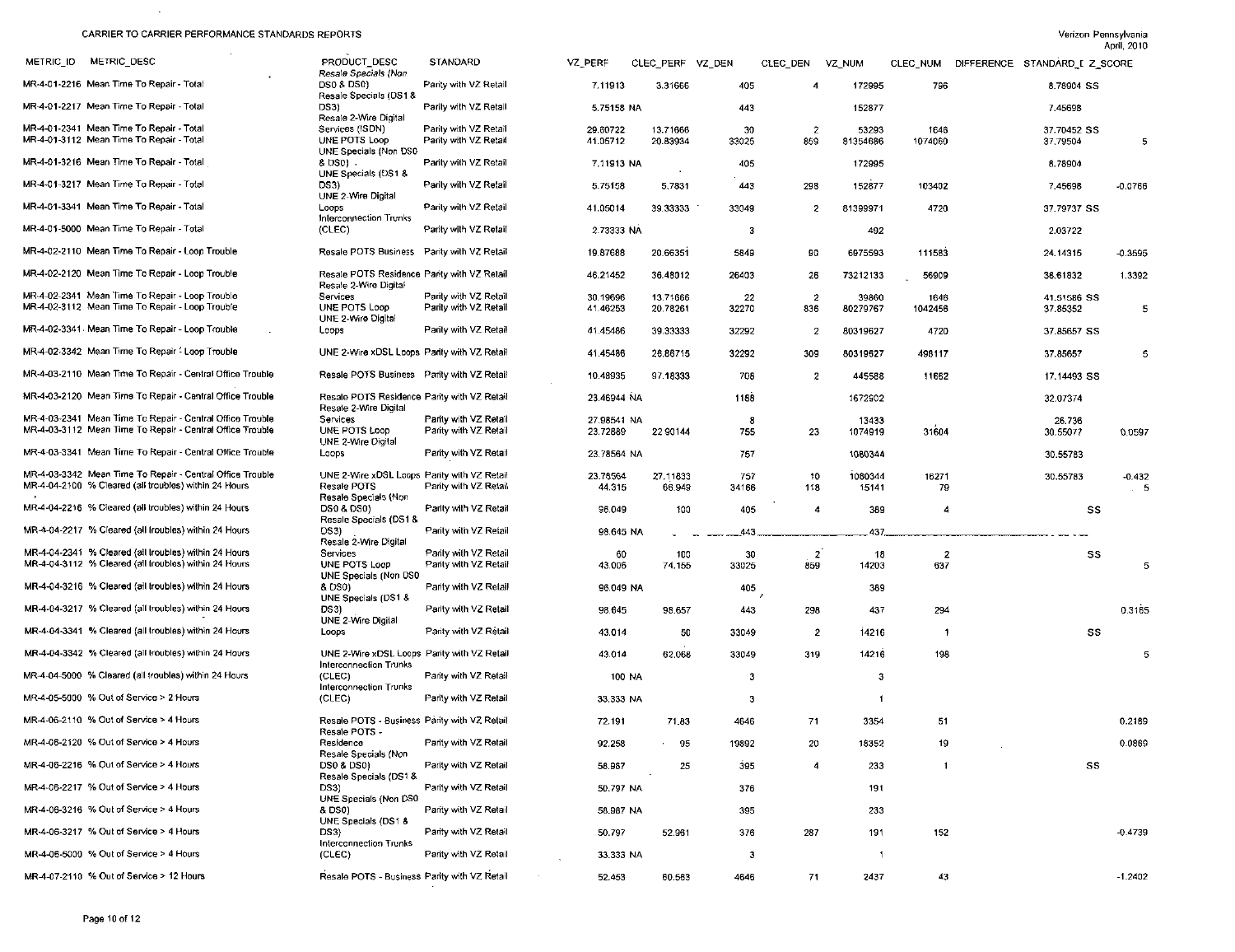CARRIER TO CARRIER PERFORMANCE STANDARDS REPORTS

Verizon Pennsylvania
April, 2010

| METRIC_ID | METRIC_DESC | PRODUCT_DESC | STANDARD | VZ_PERF | CLEC_PERF | VZ_DEN | CLEC_DEN | VZ_NUM | CLEC_NUM | DIFFERENCE | STANDARD_I | Z_SCORE |
|---|---|---|---|---|---|---|---|---|---|---|---|---|
| MR-4-01-2216 | Mean Time To Repair - Total | Resale Specials (Non DS0 & DS0) | Parity with VZ Retail | 7.11913 | 3.31666 | 405 | 4 | 172995 | 796 | | 8.78904 | SS |
| MR-4-01-2217 | Mean Time To Repair - Total | Resale Specials (DS1 & DS3) | Parity with VZ Retail | 5.75158 | NA | 443 | | 152877 | | | 7.45698 | |
| MR-4-01-2341 | Mean Time To Repair - Total | Resale 2-Wire Digital Services (ISDN) | Parity with VZ Retail | 29.60722 | 13.71666 | 30 | 2 | 53293 | 1646 | | 37.70452 | SS |
| MR-4-01-3112 | Mean Time To Repair - Total | UNE POTS Loop | Parity with VZ Retail | 41.05712 | 20.83934 | 33025 | 859 | 81354686 | 1074060 | | 37.79504 | 5 |
| MR-4-01-3216 | Mean Time To Repair - Total | UNE Specials (Non DS0 & DS0) | Parity with VZ Retail | 7.11913 | NA | 405 | | 172995 | | | 8.78904 | |
| MR-4-01-3217 | Mean Time To Repair - Total | UNE Specials (DS1 & DS3) | Parity with VZ Retail | 5.75158 | 5.7831 | 443 | 298 | 152877 | 103402 | | 7.45698 | -0.0766 |
| MR-4-01-3341 | Mean Time To Repair - Total | UNE 2-Wire Digital Loops | Parity with VZ Retail | 41.05014 | 39.33333 | 33049 | 2 | 81399971 | 4720 | | 37.79737 | SS |
| MR-4-01-5000 | Mean Time To Repair - Total | Interconnection Trunks (CLEC) | Parity with VZ Retail | 2.73333 | NA | 3 | | 492 | | | 2.03722 | |
| MR-4-02-2110 | Mean Time To Repair - Loop Trouble | Resale POTS Business | Parity with VZ Retail | 19.87688 | 20.66351 | 5849 | 90 | 6975593 | 111583 | | 24.14315 | -0.3595 |
| MR-4-02-2120 | Mean Time To Repair - Loop Trouble | Resale POTS Residence | Parity with VZ Retail | 46.21452 | 36.48012 | 26403 | 26 | 73212133 | 56909 | | 38.61832 | 1.3392 |
| MR-4-02-2341 | Mean Time To Repair - Loop Trouble | Resale 2-Wire Digital Services | Parity with VZ Retail | 30.19696 | 13.71666 | 22 | 2 | 39860 | 1646 | | 41.51586 | SS |
| MR-4-02-3112 | Mean Time To Repair - Loop Trouble | UNE POTS Loop | Parity with VZ Retail | 41.46253 | 20.78261 | 32270 | 836 | 80279767 | 1042458 | | 37.85352 | 5 |
| MR-4-02-3341 | Mean Time To Repair - Loop Trouble | UNE 2-Wire Digital Loops | Parity with VZ Retail | 41.45486 | 39.33333 | 32292 | 2 | 80319627 | 4720 | | 37.85657 | SS |
| MR-4-02-3342 | Mean Time To Repair - Loop Trouble | UNE 2-Wire xDSL Loops | Parity with VZ Retail | 41.45486 | 26.86715 | 32292 | 309 | 80319627 | 498117 | | 37.85657 | 5 |
| MR-4-03-2110 | Mean Time To Repair - Central Office Trouble | Resale POTS Business | Parity with VZ Retail | 10.48935 | 97.18333 | 708 | 2 | 445588 | 11662 | | 17.14493 | SS |
| MR-4-03-2120 | Mean Time To Repair - Central Office Trouble | Resale POTS Residence | Parity with VZ Retail | 23.46944 | NA | 1188 | | 1672902 | | | 32.07374 | |
| MR-4-03-2341 | Mean Time To Repair - Central Office Trouble | Resale 2-Wire Digital Services | Parity with VZ Retail | 27.98541 | NA | 8 | | 13433 | | | 26.736 | |
| MR-4-03-3112 | Mean Time To Repair - Central Office Trouble | UNE POTS Loop | Parity with VZ Retail | 23.72889 | 22.90144 | 755 | 23 | 1074919 | 31604 | | 30.55077 | 0.0597 |
| MR-4-03-3341 | Mean Time To Repair - Central Office Trouble | UNE 2-Wire Digital Loops | Parity with VZ Retail | 23.78564 | NA | 757 | | 1080344 | | | 30.55783 | |
| MR-4-03-3342 | Mean Time To Repair - Central Office Trouble | UNE 2-Wire xDSL Loops | Parity with VZ Retail | 23.78564 | 27.11833 | 757 | 10 | 1080344 | 16271 | | 30.55783 | -0.432 |
| MR-4-04-2100 | % Cleared (all troubles) within 24 Hours | Resale POTS | Parity with VZ Retail | 44.315 | 66.949 | 34166 | 118 | 15141 | 79 | | | 5 |
| MR-4-04-2216 | % Cleared (all troubles) within 24 Hours | Resale Specials (Non DS0 & DS0) | Parity with VZ Retail | 96.049 | 100 | 405 | 4 | 389 | 4 | | SS | |
| MR-4-04-2217 | % Cleared (all troubles) within 24 Hours | Resale Specials (DS1 & DS3) | Parity with VZ Retail | 98.645 | NA | 443 | | 437 | | | | |
| MR-4-04-2341 | % Cleared (all troubles) within 24 Hours | Resale 2-Wire Digital Services | Parity with VZ Retail | 60 | 100 | 30 | 2 | 18 | 2 | | SS | |
| MR-4-04-3112 | % Cleared (all troubles) within 24 Hours | UNE POTS Loop | Parity with VZ Retail | 43.006 | 74.156 | 33025 | 859 | 14203 | 637 | | | 5 |
| MR-4-04-3216 | % Cleared (all troubles) within 24 Hours | UNE Specials (Non DS0 & DS0) | Parity with VZ Retail | 96.049 | NA | 405 | | 389 | | | | |
| MR-4-04-3217 | % Cleared (all troubles) within 24 Hours | UNE Specials (DS1 & DS3) | Parity with VZ Retail | 98.645 | 98.657 | 443 | 298 | 437 | 294 | | | 0.3165 |
| MR-4-04-3341 | % Cleared (all troubles) within 24 Hours | UNE 2-Wire Digital Loops | Parity with VZ Retail | 43.014 | 50 | 33049 | 2 | 14216 | 1 | | SS | |
| MR-4-04-3342 | % Cleared (all troubles) within 24 Hours | UNE 2-Wire xDSL Loops | Parity with VZ Retail | 43.014 | 62.068 | 33049 | 319 | 14216 | 198 | | | 5 |
| MR-4-04-5000 | % Cleared (all troubles) within 24 Hours | Interconnection Trunks (CLEC) | Parity with VZ Retail | 100 | NA | 3 | | 3 | | | | |
| MR-4-05-5000 | % Out of Service > 2 Hours | Interconnection Trunks (CLEC) | Parity with VZ Retail | 33.333 | NA | 3 | | 1 | | | | |
| MR-4-06-2110 | % Out of Service > 4 Hours | Resale POTS - Business | Parity with VZ Retail | 72.191 | 71.83 | 4646 | 71 | 3354 | 51 | | | 0.2189 |
| MR-4-06-2120 | % Out of Service > 4 Hours | Resale POTS - Residence | Parity with VZ Retail | 92.258 | 95 | 19892 | 20 | 18352 | 19 | | | 0.0869 |
| MR-4-06-2216 | % Out of Service > 4 Hours | Resale Specials (Non DS0 & DS0) | Parity with VZ Retail | 58.987 | 25 | 395 | 4 | 233 | 1 | | SS | |
| MR-4-06-2217 | % Out of Service > 4 Hours | Resale Specials (DS1 & DS3) | Parity with VZ Retail | 50.797 | NA | 376 | | 191 | | | | |
| MR-4-06-3216 | % Out of Service > 4 Hours | UNE Specials (Non DS0 & DS0) | Parity with VZ Retail | 58.987 | NA | 395 | | 233 | | | | |
| MR-4-06-3217 | % Out of Service > 4 Hours | UNE Specials (DS1 & DS3) | Parity with VZ Retail | 50.797 | 52.961 | 376 | 287 | 191 | 152 | | | -0.4739 |
| MR-4-06-5000 | % Out of Service > 4 Hours | Interconnection Trunks (CLEC) | Parity with VZ Retail | 33.333 | NA | 3 | | 1 | | | | |
| MR-4-07-2110 | % Out of Service > 12 Hours | Resale POTS - Business | Parity with VZ Retail | 52.453 | 60.563 | 4646 | 71 | 2437 | 43 | | | -1.2402 |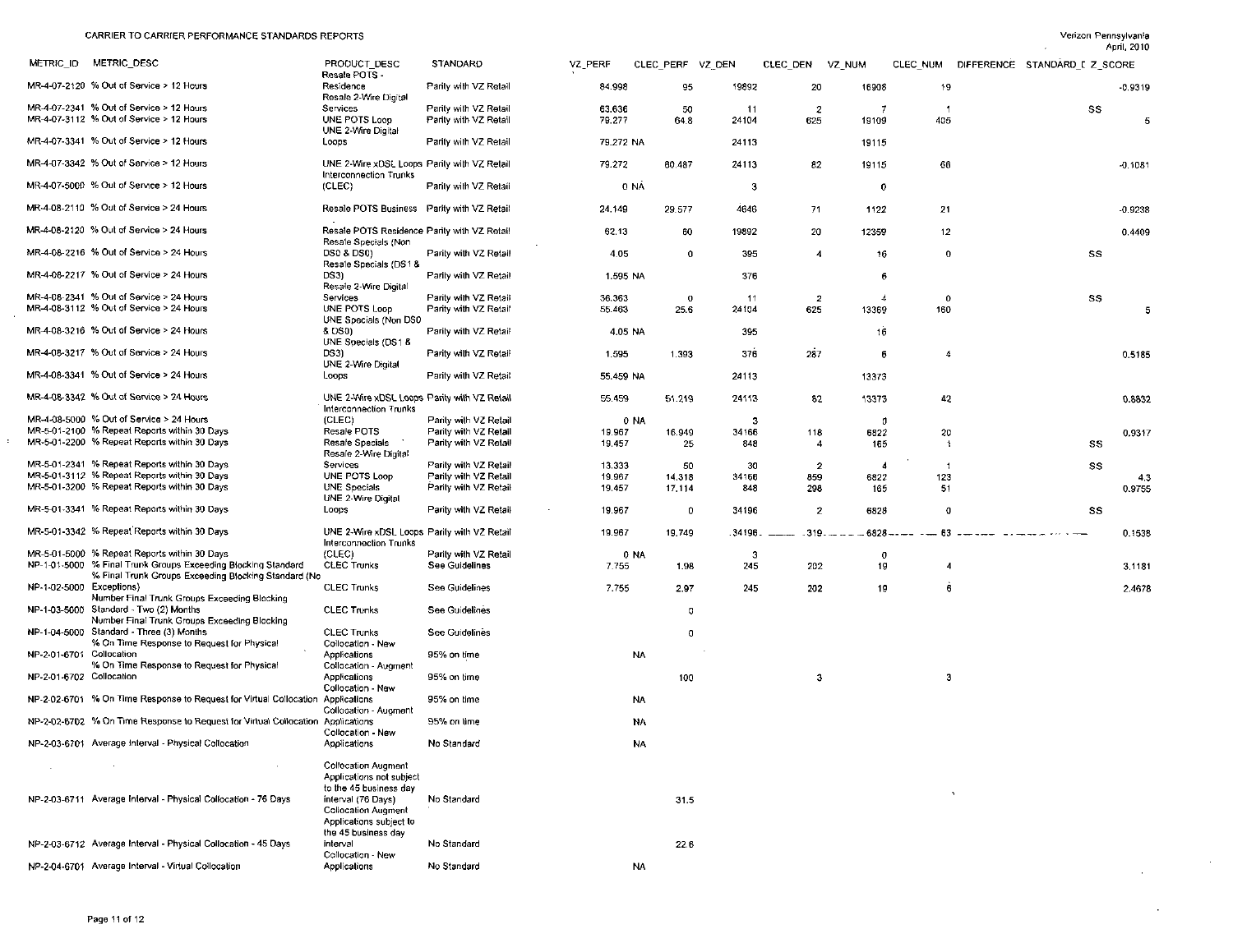CARRIER TO CARRIER PERFORMANCE STANDARDS REPORTS

Verizon Pennsylvania
April, 2010

| METRIC_ID | METRIC_DESC | PRODUCT_DESC | STANDARD | VZ_PERF | CLEC_PERF | VZ_DEN | CLEC_DEN | VZ_NUM | CLEC_NUM | DIFFERENCE | STANDARD_E | Z_SCORE |
|---|---|---|---|---|---|---|---|---|---|---|---|---|
| MR-4-07-2120 | % Out of Service > 12 Hours | Resale POTS - Residence | Parity with VZ Retail | 84.998 | 95 | 19892 | 20 | 16908 | 19 | | | -0.9319 |
| MR-4-07-2341 | % Out of Service > 12 Hours | Resale 2-Wire Digital Services | Parity with VZ Retail | 63.636 | 50 | 11 | 2 | 7 | 1 | | SS | |
| MR-4-07-3112 | % Out of Service > 12 Hours | UNE POTS Loop | Parity with VZ Retail | 79.277 | 64.8 | 24104 | 625 | 19109 | 405 | | | 5 |
| MR-4-07-3341 | % Out of Service > 12 Hours | UNE 2-Wire Digital Loops | Parity with VZ Retail | 79.272 | NA | 24113 | | 19115 | | | | |
| MR-4-07-3342 | % Out of Service > 12 Hours | UNE 2-Wire xDSL Loops | Parity with VZ Retail | 79.272 | 80.487 | 24113 | 82 | 19115 | 66 | | | -0.1081 |
| MR-4-07-5000 | % Out of Service > 12 Hours | Interconnection Trunks (CLEC) | Parity with VZ Retail | 0 | NA | 3 | | 0 | | | | |
| MR-4-08-2110 | % Out of Service > 24 Hours | Resale POTS Business | Parity with VZ Retail | 24.149 | 29.577 | 4646 | 71 | 1122 | 21 | | | -0.9238 |
| MR-4-08-2120 | % Out of Service > 24 Hours | Resale POTS Residence | Parity with VZ Retail | 62.13 | 60 | 19892 | 20 | 12359 | 12 | | | 0.4409 |
| MR-4-08-2216 | % Out of Service > 24 Hours | Resale Specials (Non DS0 & DS0) | Parity with VZ Retail | 4.05 | 0 | 395 | 4 | 16 | 0 | | SS | |
| MR-4-08-2217 | % Out of Service > 24 Hours | Resale Specials (DS1 & DS3) | Parity with VZ Retail | 1.595 | NA | 376 | | 6 | | | | |
| MR-4-08-2341 | % Out of Service > 24 Hours | Resale 2-Wire Digital Services | Parity with VZ Retail | 36.363 | 0 | 11 | 2 | 4 | 0 | | SS | |
| MR-4-08-3112 | % Out of Service > 24 Hours | UNE POTS Loop | Parity with VZ Retail | 55.463 | 25.6 | 24104 | 625 | 13369 | 160 | | | 5 |
| MR-4-08-3216 | % Out of Service > 24 Hours | UNE Specials (Non DS0 & DS0) | Parity with VZ Retail | 4.05 | NA | 395 | | 16 | | | | |
| MR-4-08-3217 | % Out of Service > 24 Hours | UNE Specials (DS1 & DS3) | Parity with VZ Retail | 1.595 | 1.393 | 376 | 287 | 6 | 4 | | | 0.5185 |
| MR-4-08-3341 | % Out of Service > 24 Hours | UNE 2-Wire Digital Loops | Parity with VZ Retail | 55.459 | NA | 24113 | | 13373 | | | | |
| MR-4-08-3342 | % Out of Service > 24 Hours | UNE 2-Wire xDSL Loops | Parity with VZ Retail | 55.459 | 51.219 | 24113 | 82 | 13373 | 42 | | | 0.8832 |
| MR-4-08-5000 | % Out of Service > 24 Hours | Interconnection Trunks (CLEC) | Parity with VZ Retail | 0 | NA | 3 | | 0 | | | | |
| MR-5-01-2100 | % Repeat Reports within 30 Days | Resale POTS | Parity with VZ Retail | 19.967 | 16.949 | 34166 | 118 | 6822 | 20 | | | 0.9317 |
| MR-5-01-2200 | % Repeat Reports within 30 Days | Resale Specials | Parity with VZ Retail | 19.457 | 25 | 848 | 4 | 165 | 1 | | SS | |
| MR-5-01-2341 | % Repeat Reports within 30 Days | Resale 2-Wire Digital Services | Parity with VZ Retail | 13.333 | 50 | 30 | 2 | 4 | 1 | | SS | |
| MR-5-01-3112 | % Repeat Reports within 30 Days | UNE POTS Loop | Parity with VZ Retail | 19.967 | 14.318 | 34166 | 859 | 6822 | 123 | | | 4.3 |
| MR-5-01-3200 | % Repeat Reports within 30 Days | UNE Specials | Parity with VZ Retail | 19.457 | 17.114 | 848 | 298 | 165 | 51 | | | 0.9755 |
| MR-5-01-3341 | % Repeat Reports within 30 Days | UNE 2-Wire Digital Loops | Parity with VZ Retail | 19.967 | 0 | 34196 | 2 | 6828 | 0 | | SS | |
| MR-5-01-3342 | % Repeat Reports within 30 Days | UNE 2-Wire xDSL Loops | Parity with VZ Retail | 19.967 | 19.749 | 34196 | 319 | 6828 | 63 | | | 0.1538 |
| MR-5-01-5000 | % Repeat Reports within 30 Days | Interconnection Trunks (CLEC) | Parity with VZ Retail | 0 | NA | 3 | | 0 | | | | |
| NP-1-01-5000 | % Final Trunk Groups Exceeding Blocking Standard | CLEC Trunks | See Guidelines | 7.755 | 1.98 | 245 | 202 | 19 | 4 | | | 3.1181 |
| NP-1-02-5000 | % Final Trunk Groups Exceeding Blocking Standard (No Exceptions) | CLEC Trunks | See Guidelines | 7.755 | 2.97 | 245 | 202 | 19 | 6 | | | 2.4678 |
| NP-1-03-5000 | Number Final Trunk Groups Exceeding Blocking Standard - Two (2) Months | CLEC Trunks | See Guidelines | | 0 | | | | | | | |
| NP-1-04-5000 | Number Final Trunk Groups Exceeding Blocking Standard - Three (3) Months | CLEC Trunks | See Guidelines | | 0 | | | | | | | |
| NP-2-01-6701 | % On Time Response to Request for Physical Collocation | Collocation - New Applications | 95% on time | | NA | | | | | | | |
| NP-2-01-6702 | % On Time Response to Request for Physical Collocation | Collocation - Augment Applications | 95% on time | | 100 | | 3 | | 3 | | | |
| NP-2-02-6701 | % On Time Response to Request for Virtual Collocation | Collocation - New Applications | 95% on time | | NA | | | | | | | |
| NP-2-02-6702 | % On Time Response to Request for Virtual Collocation | Collocation - Augment Applications | 95% on time | | NA | | | | | | | |
| NP-2-03-6701 | Average Interval - Physical Collocation | Collocation - New Applications | No Standard | | NA | | | | | | | |
| NP-2-03-6711 | Average Interval - Physical Collocation - 76 Days | Collocation Augment Applications not subject to the 45 business day interval (76 Days) | No Standard | | 31.5 | | | | | | | |
| NP-2-03-6712 | Average Interval - Physical Collocation - 45 Days | Collocation Augment Applications subject to the 45 business day interval | No Standard | | 22.6 | | | | | | | |
| NP-2-04-6701 | Average Interval - Virtual Collocation | Collocation - New Applications | No Standard | | NA | | | | | | | |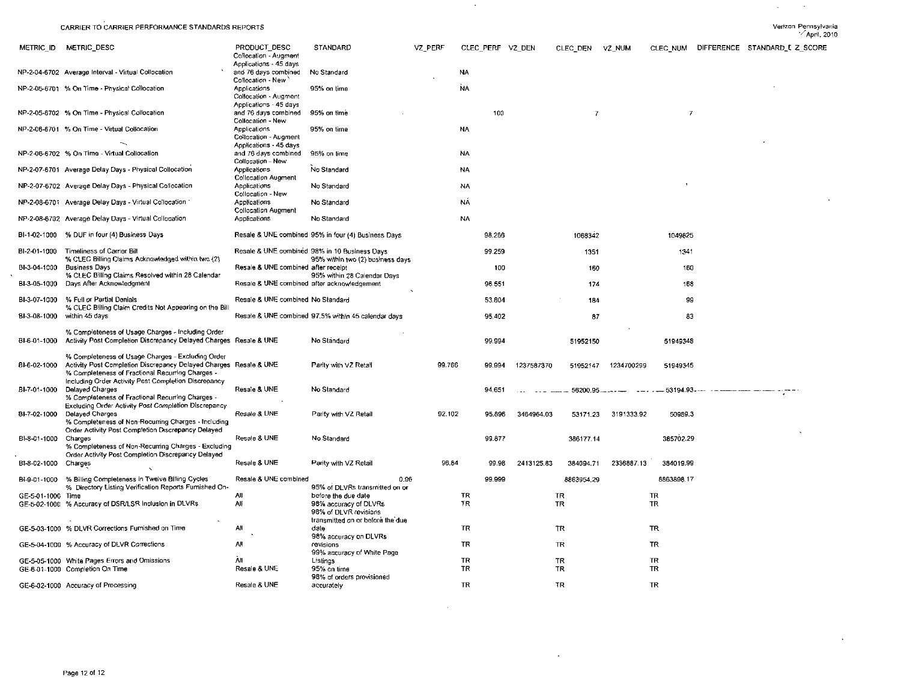CARRIER TO CARRIER PERFORMANCE STANDARDS REPORTS

Verizon Pennsylvania
April, 2010

| METRIC_ID | METRIC_DESC | PRODUCT_DESC | STANDARD | VZ_PERF | CLEC_PERF | VZ_DEN | CLEC_DEN | VZ_NUM | CLEC_NUM | DIFFERENCE | STANDARD_E | Z_SCORE |
|---|---|---|---|---|---|---|---|---|---|---|---|---|
| NP-2-04-6702 | Average Interval - Virtual Collocation | Collocation - Augment Applications - 45 days and 76 days combined | No Standard | | NA | | | | | | | |
| NP-2-05-6701 | % On Time - Physical Collocation | Collocation - New Applications | 95% on time | | NA | | | | | | | |
| NP-2-05-6702 | % On Time - Physical Collocation | Collocation - Augment Applications - 45 days and 76 days combined | 95% on time | | 100 | | 7 | | 7 | | | |
| NP-2-06-6701 | % On Time - Virtual Collocation | Collocation - New Applications | 95% on time | | NA | | | | | | | |
| NP-2-06-6702 | % On Time - Virtual Collocation | Collocation - Augment Applications - 45 days and 76 days combined | 95% on time | | NA | | | | | | | |
| NP-2-07-6701 | Average Delay Days - Physical Collocation | Collocation - New Applications | No Standard | | NA | | | | | | | |
| NP-2-07-6702 | Average Delay Days - Physical Collocation | Collocation Augment Applications | No Standard | | NA | | | | | | | |
| NP-2-08-6701 | Average Delay Days - Virtual Collocation | Collocation - New Applications | No Standard | | NA | | | | | | | |
| NP-2-08-6702 | Average Delay Days - Virtual Collocation | Collocation Augment Applications | No Standard | | NA | | | | | | | |
| BI-1-02-1000 | % DUF in four (4) Business Days | Resale & UNE combined | 95% in four (4) Business Days | | 98.266 | | 1068342 | | 1049825 | | | |
| BI-2-01-1000 | Timeliness of Carrier Bill | Resale & UNE combined | 98% in 10 Business Days | | 99.259 | | 1351 | | 1341 | | | |
| BI-3-04-1000 | % CLEC Billing Claims Acknowledged within two (2) Business Days | Resale & UNE combined | 95% within two (2) business days after receipt | | 100 | | 160 | | 160 | | | |
| BI-3-05-1000 | % CLEC Billing Claims Resolved within 28 Calendar Days After Acknowledgment | Resale & UNE combined | 95% within 28 Calendar Days after acknowledgement | | 96.551 | | 174 | | 168 | | | |
| BI-3-07-1000 | % Full or Partial Denials | Resale & UNE combined | No Standard | | 53.804 | | 184 | | 99 | | | |
| BI-3-08-1000 | % CLEC Billing Claim Credits Not Appearing on the Bill within 45 days | Resale & UNE combined | 97.5% within 45 calendar days | | 95.402 | | 87 | | 83 | | | |
| BI-6-01-1000 | % Completeness of Usage Charges - Including Order Activity Post Completion Discrepancy Delayed Charges | Resale & UNE | No Standard | | 99.994 | | 51952150 | | 51949348 | | | |
| BI-6-02-1000 | % Completeness of Usage Charges - Excluding Order Activity Post Completion Discrepancy Delayed Charges | Resale & UNE | Parity with VZ Retail | 99.766 | 99.994 | 1237587370 | 51952147 | 1234700299 | 51949345 | | | |
| BI-7-01-1000 | % Completeness of Fractional Recurring Charges - Including Order Activity Post Completion Discrepancy Delayed Charges | Resale & UNE | No Standard | | 94.651 | | 56200.95 | | 53194.93 | | | |
| BI-7-02-1000 | % Completeness of Fractional Recurring Charges - Excluding Order Activity Post Completion Discrepancy Delayed Charges | Resale & UNE | Parity with VZ Retail | 92.102 | 95.896 | 3464964.03 | 53171.23 | 3191333.92 | 50989.3 | | | |
| BI-8-01-1000 | % Completeness of Non-Recurring Charges - Including Order Activity Post Completion Discrepancy Delayed Charges | Resale & UNE | No Standard | | 99.877 | | 386177.14 | | 385702.29 | | | |
| BI-8-02-1000 | % Completeness of Non-Recurring Charges - Excluding Order Activity Post Completion Discrepancy Delayed Charges | Resale & UNE | Parity with VZ Retail | 96.84 | 99.98 | 2413125.83 | 384094.71 | 2336887.13 | 384019.99 | | | |
| BI-9-01-1000 | % Billing Completeness in Twelve Billing Cycles | Resale & UNE combined | 0.96 | | 99.999 | | 8863954.29 | | 8863898.17 | | | |
| GE-5-01-1000 | % Directory Listing Verification Reports Furnished On-Time | All | 95% of DLVRs transmitted on or before the due date | | TR | | TR | | TR | | | |
| GE-5-02-1000 | % Accuracy of DSR/LSR Inclusion in DLVRs | All | 98% accuracy of DLVRs | | TR | | TR | | TR | | | |
| GE-5-03-1000 | % DLVR Corrections Furnished on Time | All | 98% of DLVR revisions transmitted on or before the due date | | TR | | TR | | TR | | | |
| GE-5-04-1000 | % Accuracy of DLVR Corrections | All | 98% accuracy on DLVRs revisions | | TR | | TR | | TR | | | |
| GE-5-05-1000 | White Pages Errors and Omissions | All | 99% accuracy of White Page Listings | | TR | | TR | | TR | | | |
| GE-6-01-1000 | Completion On Time | Resale & UNE | 95% on time | | TR | | TR | | TR | | | |
| GE-6-02-1000 | Accuracy of Processing | Resale & UNE | 98% of orders provisioned accurately | | TR | | TR | | TR | | | |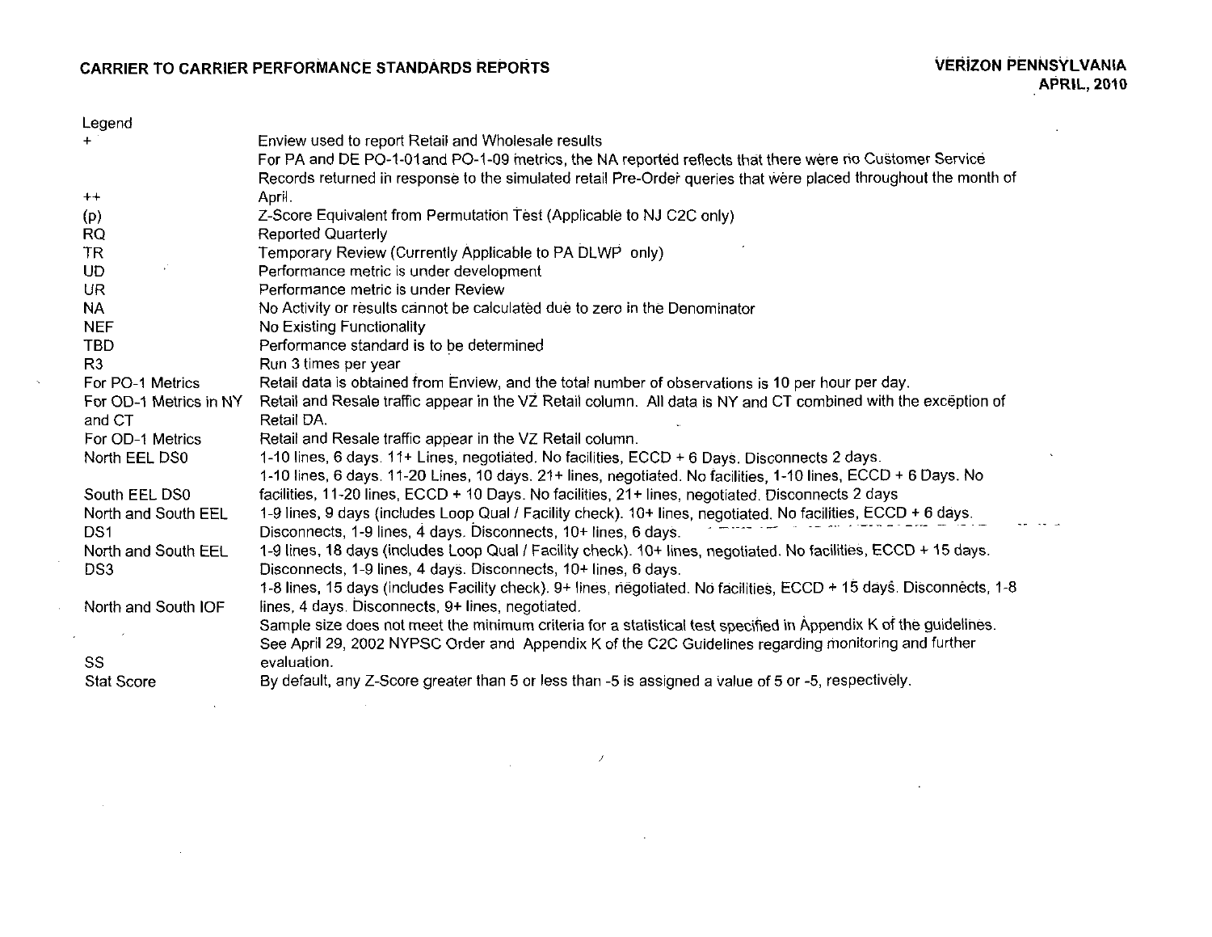Legend

| | |
|---|---|
| + | Enview used to report Retail and Wholesale results |
| ++ | For PA and DE PO-1-01and PO-1-09 metrics, the NA reported reflects that there were no Customer Service Records returned in response to the simulated retail Pre-Order queries that were placed throughout the month of April. |
| (p) | Z-Score Equivalent from Permutation Test (Applicable to NJ C2C only) |
| RQ | Reported Quarterly |
| TR | Temporary Review (Currently Applicable to PA DLWP only) |
| UD | Performance metric is under development |
| UR | Performance metric is under Review |
| NA | No Activity or results cannot be calculated due to zero in the Denominator |
| NEF | No Existing Functionality |
| TBD | Performance standard is to be determined |
| R3 | Run 3 times per year |
| For PO-1 Metrics | Retail data is obtained from Enview, and the total number of observations is 10 per hour per day. |
| For OD-1 Metrics in NY and CT | Retail and Resale traffic appear in the VZ Retail column. All data is NY and CT combined with the exception of Retail DA. |
| For OD-1 Metrics | Retail and Resale traffic appear in the VZ Retail column. |
| North EEL DS0 | 1-10 lines, 6 days. 11+ Lines, negotiated. No facilities, ECCD + 6 Days. Disconnects 2 days. |
| South EEL DS0 | 1-10 lines, 6 days. 11-20 Lines, 10 days. 21+ lines, negotiated. No facilities, 1-10 lines, ECCD + 6 Days. No facilities, 11-20 lines, ECCD + 10 Days. No facilities, 21+ lines, negotiated. Disconnects 2 days |
| North and South EEL DS1 | 1-9 lines, 9 days (includes Loop Qual / Facility check). 10+ lines, negotiated. No facilities, ECCD + 6 days. Disconnects, 1-9 lines, 4 days. Disconnects, 10+ lines, 6 days. |
| North and South EEL DS3 | 1-9 lines, 18 days (includes Loop Qual / Facility check). 10+ lines, negotiated. No facilities, ECCD + 15 days. Disconnects, 1-9 lines, 4 days. Disconnects, 10+ lines, 6 days. |
| North and South IOF | 1-8 lines, 15 days (includes Facility check). 9+ lines, negotiated. No facilities, ECCD + 15 days. Disconnects, 1-8 lines, 4 days. Disconnects, 9+ lines, negotiated. |
| SS | Sample size does not meet the minimum criteria for a statistical test specified in Appendix K of the guidelines. See April 29, 2002 NYPSC Order and Appendix K of the C2C Guidelines regarding monitoring and further evaluation. |
| Stat Score | By default, any Z-Score greater than 5 or less than -5 is assigned a value of 5 or -5, respectively. |